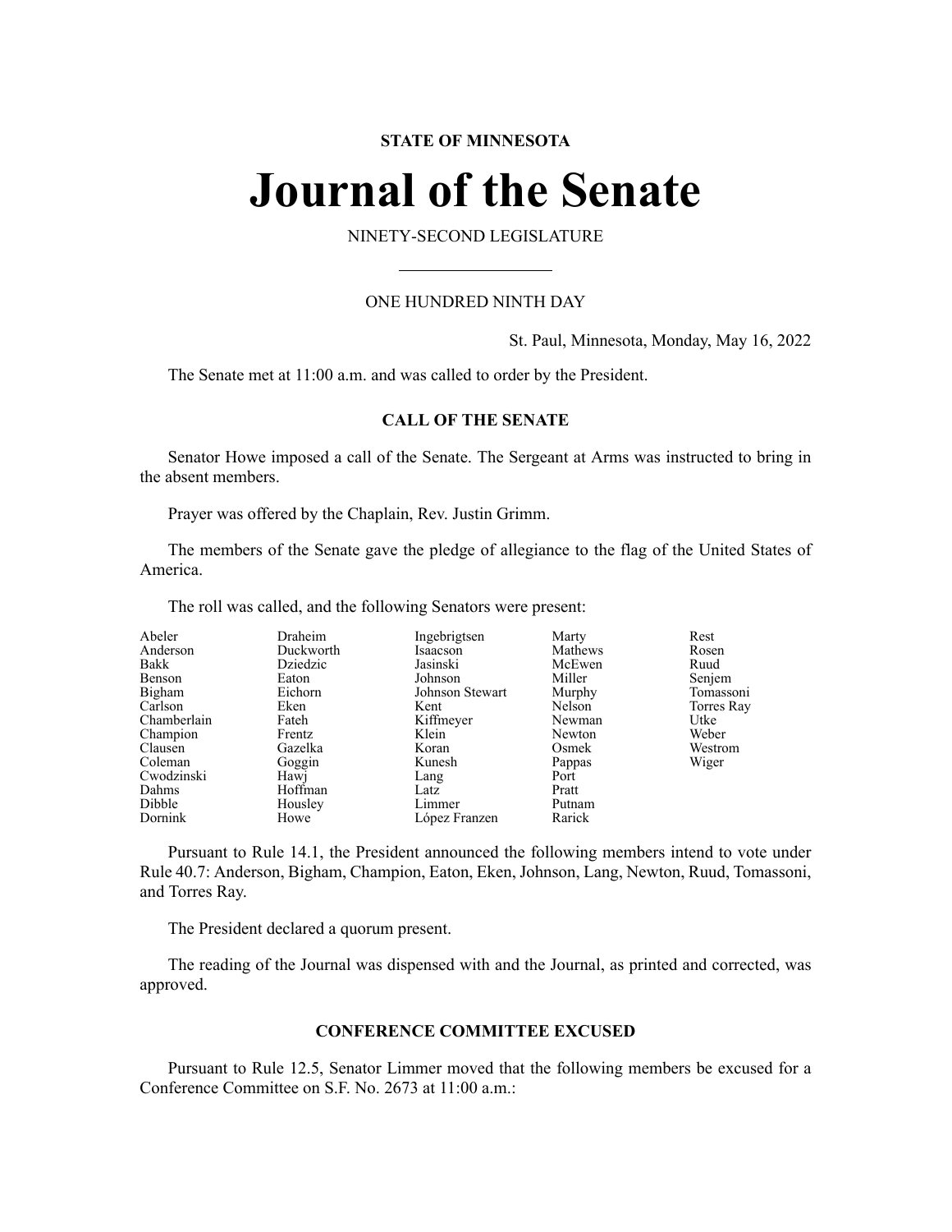**STATE OF MINNESOTA**

# Journal of the Senate

NINETY-SECOND LEGISLATURE

ONE HUNDRED NINTH DAY

St. Paul, Minnesota, Monday, May 16, 2022

The Senate met at 11:00 a.m. and was called to order by the President.

## CALL OF THE SENATE

Senator Howe imposed a call of the Senate. The Sergeant at Arms was instructed to bring in the absent members.

Prayer was offered by the Chaplain, Rev. Justin Grimm.

The members of the Senate gave the pledge of allegiance to the flag of the United States of America.

The roll was called, and the following Senators were present:

| | | | | |
|---|---|---|---|---|
| Abeler | Draheim | Ingebrigtsen | Marty | Rest |
| Anderson | Duckworth | Isaacson | Mathews | Rosen |
| Bakk | Dziedzic | Jasinski | McEwen | Ruud |
| Benson | Eaton | Johnson | Miller | Senjem |
| Bigham | Eichorn | Johnson Stewart | Murphy | Tomassoni |
| Carlson | Eken | Kent | Nelson | Torres Ray |
| Chamberlain | Fateh | Kiffmeyer | Newman | Utke |
| Champion | Frentz | Klein | Newton | Weber |
| Clausen | Gazelka | Koran | Osmek | Westrom |
| Coleman | Goggin | Kunesh | Pappas | Wiger |
| Cwodzinski | Hawj | Lang | Port | |
| Dahms | Hoffman | Latz | Pratt | |
| Dibble | Housley | Limmer | Putnam | |
| Dornink | Howe | López Franzen | Rarick | |

Pursuant to Rule 14.1, the President announced the following members intend to vote under Rule 40.7: Anderson, Bigham, Champion, Eaton, Eken, Johnson, Lang, Newton, Ruud, Tomassoni, and Torres Ray.

The President declared a quorum present.

The reading of the Journal was dispensed with and the Journal, as printed and corrected, was approved.

## CONFERENCE COMMITTEE EXCUSED

Pursuant to Rule 12.5, Senator Limmer moved that the following members be excused for a Conference Committee on S.F. No. 2673 at 11:00 a.m.: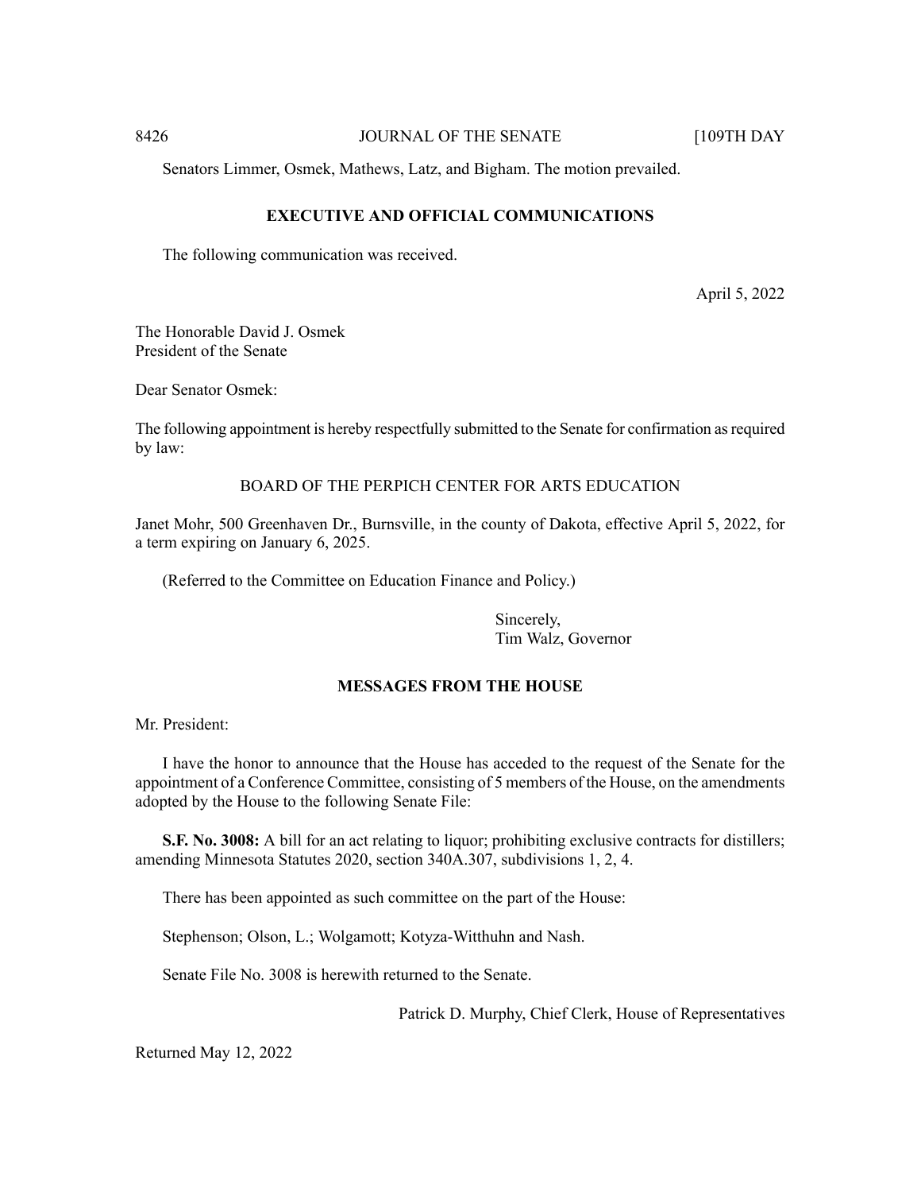Senators Limmer, Osmek, Mathews, Latz, and Bigham. The motion prevailed.

## EXECUTIVE AND OFFICIAL COMMUNICATIONS

The following communication was received.

April 5, 2022

The Honorable David J. Osmek
President of the Senate

Dear Senator Osmek:

The following appointment is hereby respectfully submitted to the Senate for confirmation as required by law:

BOARD OF THE PERPICH CENTER FOR ARTS EDUCATION

Janet Mohr, 500 Greenhaven Dr., Burnsville, in the county of Dakota, effective April 5, 2022, for a term expiring on January 6, 2025.

(Referred to the Committee on Education Finance and Policy.)

Sincerely,
Tim Walz, Governor

## MESSAGES FROM THE HOUSE

Mr. President:

I have the honor to announce that the House has acceded to the request of the Senate for the appointment of a Conference Committee, consisting of 5 members of the House, on the amendments adopted by the House to the following Senate File:

**S.F. No. 3008:** A bill for an act relating to liquor; prohibiting exclusive contracts for distillers; amending Minnesota Statutes 2020, section 340A.307, subdivisions 1, 2, 4.

There has been appointed as such committee on the part of the House:

Stephenson; Olson, L.; Wolgamott; Kotyza-Witthuhn and Nash.

Senate File No. 3008 is herewith returned to the Senate.

Patrick D. Murphy, Chief Clerk, House of Representatives

Returned May 12, 2022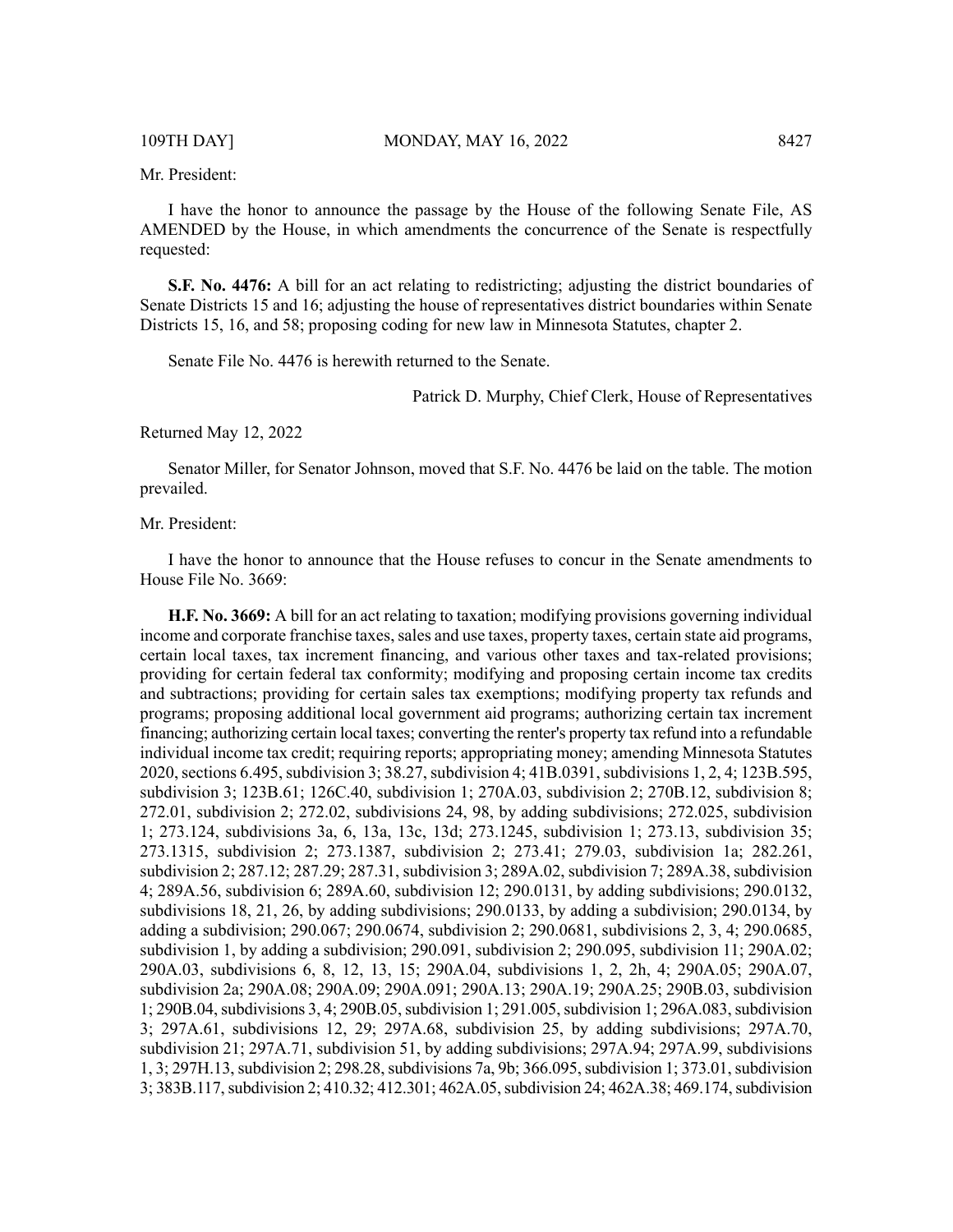Mr. President:

I have the honor to announce the passage by the House of the following Senate File, AS AMENDED by the House, in which amendments the concurrence of the Senate is respectfully requested:

**S.F. No. 4476:** A bill for an act relating to redistricting; adjusting the district boundaries of Senate Districts 15 and 16; adjusting the house of representatives district boundaries within Senate Districts 15, 16, and 58; proposing coding for new law in Minnesota Statutes, chapter 2.

Senate File No. 4476 is herewith returned to the Senate.

Patrick D. Murphy, Chief Clerk, House of Representatives

Returned May 12, 2022

Senator Miller, for Senator Johnson, moved that S.F. No. 4476 be laid on the table. The motion prevailed.

Mr. President:

I have the honor to announce that the House refuses to concur in the Senate amendments to House File No. 3669:

**H.F. No. 3669:** A bill for an act relating to taxation; modifying provisions governing individual income and corporate franchise taxes, sales and use taxes, property taxes, certain state aid programs, certain local taxes, tax increment financing, and various other taxes and tax-related provisions; providing for certain federal tax conformity; modifying and proposing certain income tax credits and subtractions; providing for certain sales tax exemptions; modifying property tax refunds and programs; proposing additional local government aid programs; authorizing certain tax increment financing; authorizing certain local taxes; converting the renter's property tax refund into a refundable individual income tax credit; requiring reports; appropriating money; amending Minnesota Statutes 2020, sections 6.495, subdivision 3; 38.27, subdivision 4; 41B.0391, subdivisions 1, 2, 4; 123B.595, subdivision 3; 123B.61; 126C.40, subdivision 1; 270A.03, subdivision 2; 270B.12, subdivision 8; 272.01, subdivision 2; 272.02, subdivisions 24, 98, by adding subdivisions; 272.025, subdivision 1; 273.124, subdivisions 3a, 6, 13a, 13c, 13d; 273.1245, subdivision 1; 273.13, subdivision 35; 273.1315, subdivision 2; 273.1387, subdivision 2; 273.41; 279.03, subdivision 1a; 282.261, subdivision 2; 287.12; 287.29; 287.31, subdivision 3; 289A.02, subdivision 7; 289A.38, subdivision 4; 289A.56, subdivision 6; 289A.60, subdivision 12; 290.0131, by adding subdivisions; 290.0132, subdivisions 18, 21, 26, by adding subdivisions; 290.0133, by adding a subdivision; 290.0134, by adding a subdivision; 290.067; 290.0674, subdivision 2; 290.0681, subdivisions 2, 3, 4; 290.0685, subdivision 1, by adding a subdivision; 290.091, subdivision 2; 290.095, subdivision 11; 290A.02; 290A.03, subdivisions 6, 8, 12, 13, 15; 290A.04, subdivisions 1, 2, 2h, 4; 290A.05; 290A.07, subdivision 2a; 290A.08; 290A.09; 290A.091; 290A.13; 290A.19; 290A.25; 290B.03, subdivision 1; 290B.04, subdivisions 3, 4; 290B.05, subdivision 1; 291.005, subdivision 1; 296A.083, subdivision 3; 297A.61, subdivisions 12, 29; 297A.68, subdivision 25, by adding subdivisions; 297A.70, subdivision 21; 297A.71, subdivision 51, by adding subdivisions; 297A.94; 297A.99, subdivisions 1, 3; 297H.13, subdivision 2; 298.28, subdivisions 7a, 9b; 366.095, subdivision 1; 373.01, subdivision 3; 383B.117, subdivision 2; 410.32; 412.301; 462A.05, subdivision 24; 462A.38; 469.174, subdivision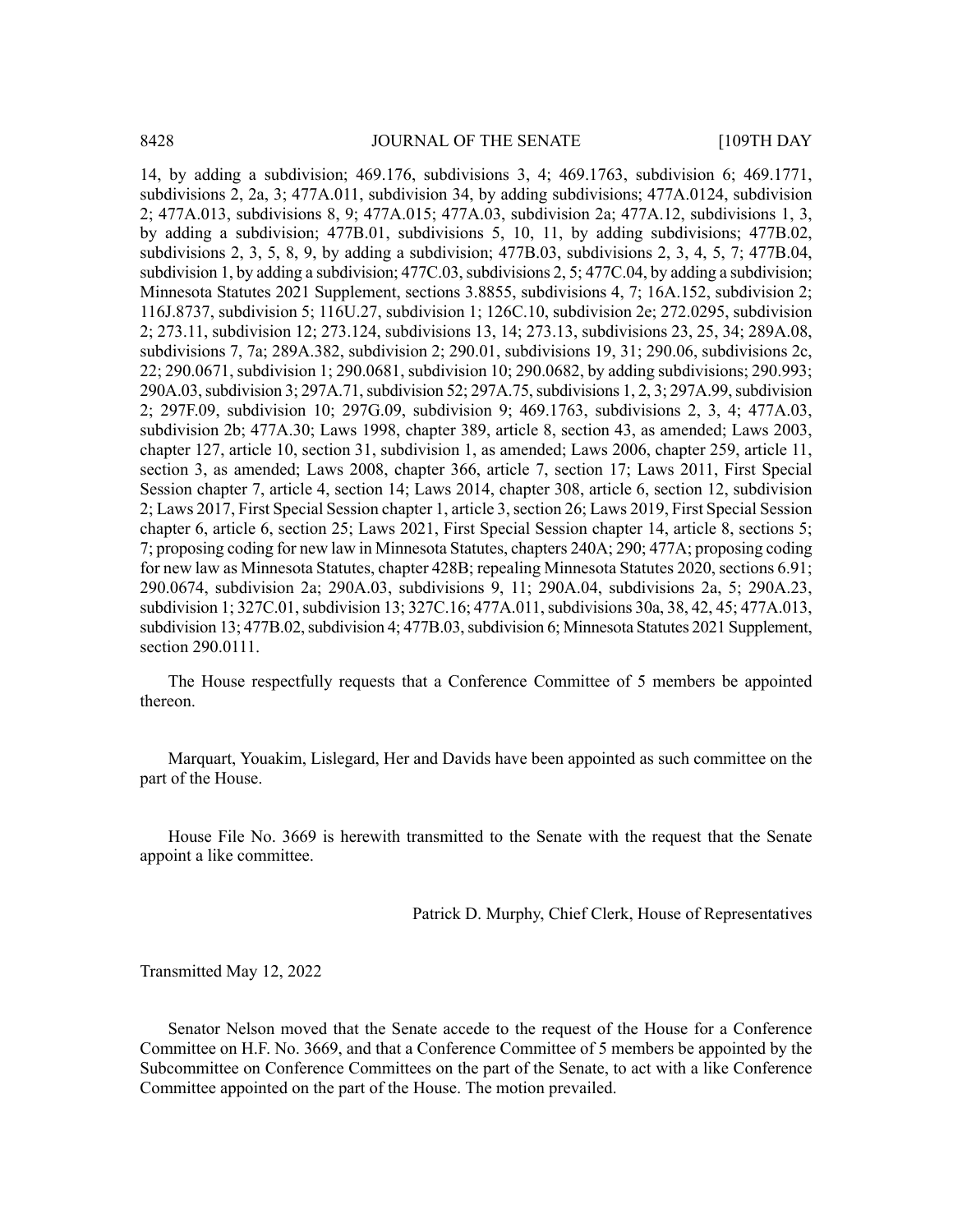14, by adding a subdivision; 469.176, subdivisions 3, 4; 469.1763, subdivision 6; 469.1771, subdivisions 2, 2a, 3; 477A.011, subdivision 34, by adding subdivisions; 477A.0124, subdivision 2; 477A.013, subdivisions 8, 9; 477A.015; 477A.03, subdivision 2a; 477A.12, subdivisions 1, 3, by adding a subdivision; 477B.01, subdivisions 5, 10, 11, by adding subdivisions; 477B.02, subdivisions 2, 3, 5, 8, 9, by adding a subdivision; 477B.03, subdivisions 2, 3, 4, 5, 7; 477B.04, subdivision 1, by adding a subdivision; 477C.03, subdivisions 2, 5; 477C.04, by adding a subdivision; Minnesota Statutes 2021 Supplement, sections 3.8855, subdivisions 4, 7; 16A.152, subdivision 2; 116J.8737, subdivision 5; 116U.27, subdivision 1; 126C.10, subdivision 2e; 272.0295, subdivision 2; 273.11, subdivision 12; 273.124, subdivisions 13, 14; 273.13, subdivisions 23, 25, 34; 289A.08, subdivisions 7, 7a; 289A.382, subdivision 2; 290.01, subdivisions 19, 31; 290.06, subdivisions 2c, 22; 290.0671, subdivision 1; 290.0681, subdivision 10; 290.0682, by adding subdivisions; 290.993; 290A.03, subdivision 3; 297A.71, subdivision 52; 297A.75, subdivisions 1, 2, 3; 297A.99, subdivision 2; 297F.09, subdivision 10; 297G.09, subdivision 9; 469.1763, subdivisions 2, 3, 4; 477A.03, subdivision 2b; 477A.30; Laws 1998, chapter 389, article 8, section 43, as amended; Laws 2003, chapter 127, article 10, section 31, subdivision 1, as amended; Laws 2006, chapter 259, article 11, section 3, as amended; Laws 2008, chapter 366, article 7, section 17; Laws 2011, First Special Session chapter 7, article 4, section 14; Laws 2014, chapter 308, article 6, section 12, subdivision 2; Laws 2017, First Special Session chapter 1, article 3, section 26; Laws 2019, First Special Session chapter 6, article 6, section 25; Laws 2021, First Special Session chapter 14, article 8, sections 5; 7; proposing coding for new law in Minnesota Statutes, chapters 240A; 290; 477A; proposing coding for new law as Minnesota Statutes, chapter 428B; repealing Minnesota Statutes 2020, sections 6.91; 290.0674, subdivision 2a; 290A.03, subdivisions 9, 11; 290A.04, subdivisions 2a, 5; 290A.23, subdivision 1; 327C.01, subdivision 13; 327C.16; 477A.011, subdivisions 30a, 38, 42, 45; 477A.013, subdivision 13; 477B.02, subdivision 4; 477B.03, subdivision 6; Minnesota Statutes 2021 Supplement, section 290.0111.

The House respectfully requests that a Conference Committee of 5 members be appointed thereon.

Marquart, Youakim, Lislegard, Her and Davids have been appointed as such committee on the part of the House.

House File No. 3669 is herewith transmitted to the Senate with the request that the Senate appoint a like committee.

Patrick D. Murphy, Chief Clerk, House of Representatives

Transmitted May 12, 2022

Senator Nelson moved that the Senate accede to the request of the House for a Conference Committee on H.F. No. 3669, and that a Conference Committee of 5 members be appointed by the Subcommittee on Conference Committees on the part of the Senate, to act with a like Conference Committee appointed on the part of the House. The motion prevailed.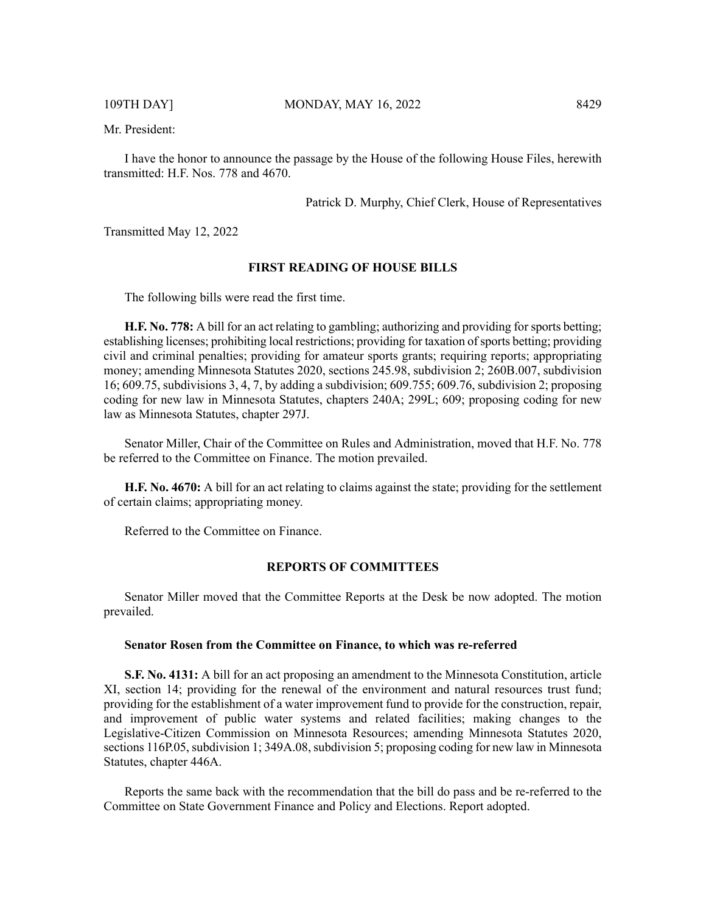Mr. President:

I have the honor to announce the passage by the House of the following House Files, herewith transmitted: H.F. Nos. 778 and 4670.

Patrick D. Murphy, Chief Clerk, House of Representatives

Transmitted May 12, 2022

## FIRST READING OF HOUSE BILLS

The following bills were read the first time.

**H.F. No. 778:** A bill for an act relating to gambling; authorizing and providing for sports betting; establishing licenses; prohibiting local restrictions; providing for taxation of sports betting; providing civil and criminal penalties; providing for amateur sports grants; requiring reports; appropriating money; amending Minnesota Statutes 2020, sections 245.98, subdivision 2; 260B.007, subdivision 16; 609.75, subdivisions 3, 4, 7, by adding a subdivision; 609.755; 609.76, subdivision 2; proposing coding for new law in Minnesota Statutes, chapters 240A; 299L; 609; proposing coding for new law as Minnesota Statutes, chapter 297J.

Senator Miller, Chair of the Committee on Rules and Administration, moved that H.F. No. 778 be referred to the Committee on Finance. The motion prevailed.

**H.F. No. 4670:** A bill for an act relating to claims against the state; providing for the settlement of certain claims; appropriating money.

Referred to the Committee on Finance.

## REPORTS OF COMMITTEES

Senator Miller moved that the Committee Reports at the Desk be now adopted. The motion prevailed.

**Senator Rosen from the Committee on Finance, to which was re-referred**

**S.F. No. 4131:** A bill for an act proposing an amendment to the Minnesota Constitution, article XI, section 14; providing for the renewal of the environment and natural resources trust fund; providing for the establishment of a water improvement fund to provide for the construction, repair, and improvement of public water systems and related facilities; making changes to the Legislative-Citizen Commission on Minnesota Resources; amending Minnesota Statutes 2020, sections 116P.05, subdivision 1; 349A.08, subdivision 5; proposing coding for new law in Minnesota Statutes, chapter 446A.

Reports the same back with the recommendation that the bill do pass and be re-referred to the Committee on State Government Finance and Policy and Elections. Report adopted.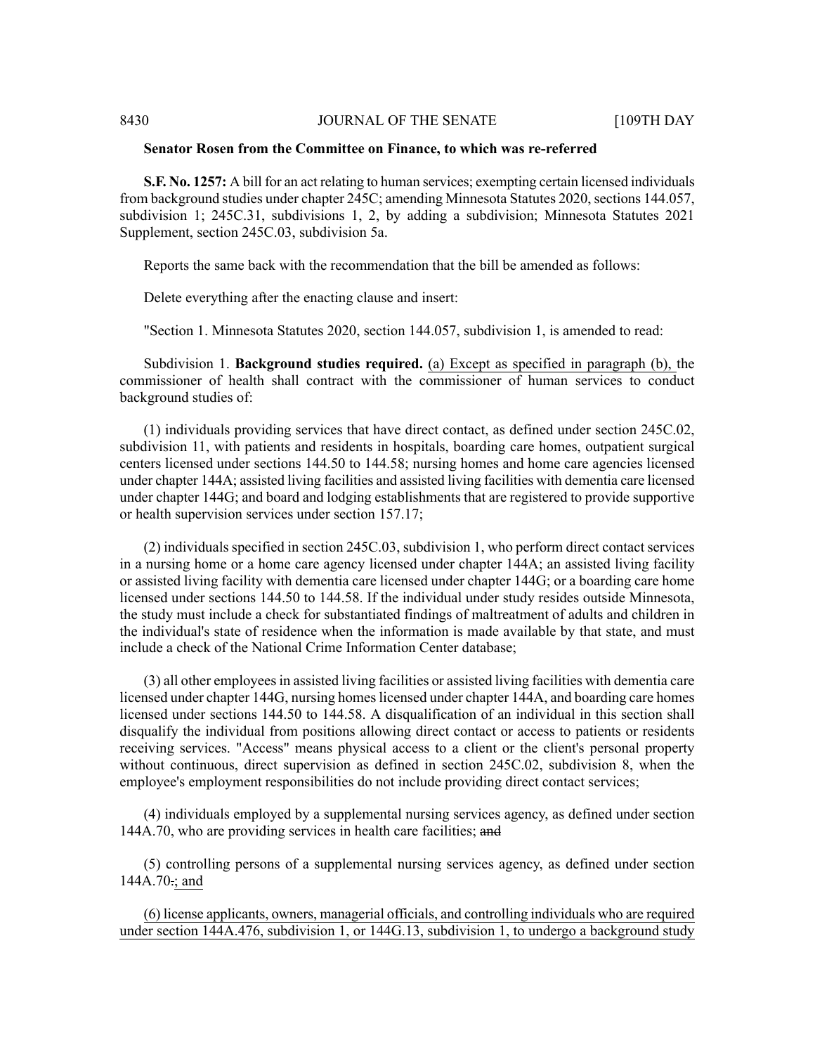**Senator Rosen from the Committee on Finance, to which was re-referred**

**S.F. No. 1257:** A bill for an act relating to human services; exempting certain licensed individuals from background studies under chapter 245C; amending Minnesota Statutes 2020, sections 144.057, subdivision 1; 245C.31, subdivisions 1, 2, by adding a subdivision; Minnesota Statutes 2021 Supplement, section 245C.03, subdivision 5a.

Reports the same back with the recommendation that the bill be amended as follows:

Delete everything after the enacting clause and insert:

"Section 1. Minnesota Statutes 2020, section 144.057, subdivision 1, is amended to read:

Subdivision 1. **Background studies required.** (a) Except as specified in paragraph (b), the commissioner of health shall contract with the commissioner of human services to conduct background studies of:

(1) individuals providing services that have direct contact, as defined under section 245C.02, subdivision 11, with patients and residents in hospitals, boarding care homes, outpatient surgical centers licensed under sections 144.50 to 144.58; nursing homes and home care agencies licensed under chapter 144A; assisted living facilities and assisted living facilities with dementia care licensed under chapter 144G; and board and lodging establishments that are registered to provide supportive or health supervision services under section 157.17;

(2) individuals specified in section 245C.03, subdivision 1, who perform direct contact services in a nursing home or a home care agency licensed under chapter 144A; an assisted living facility or assisted living facility with dementia care licensed under chapter 144G; or a boarding care home licensed under sections 144.50 to 144.58. If the individual under study resides outside Minnesota, the study must include a check for substantiated findings of maltreatment of adults and children in the individual's state of residence when the information is made available by that state, and must include a check of the National Crime Information Center database;

(3) all other employees in assisted living facilities or assisted living facilities with dementia care licensed under chapter 144G, nursing homes licensed under chapter 144A, and boarding care homes licensed under sections 144.50 to 144.58. A disqualification of an individual in this section shall disqualify the individual from positions allowing direct contact or access to patients or residents receiving services. "Access" means physical access to a client or the client's personal property without continuous, direct supervision as defined in section 245C.02, subdivision 8, when the employee's employment responsibilities do not include providing direct contact services;

(4) individuals employed by a supplemental nursing services agency, as defined under section 144A.70, who are providing services in health care facilities; ~~and~~

(5) controlling persons of a supplemental nursing services agency, as defined under section 144A.70~~.~~; and

(6) license applicants, owners, managerial officials, and controlling individuals who are required under section 144A.476, subdivision 1, or 144G.13, subdivision 1, to undergo a background study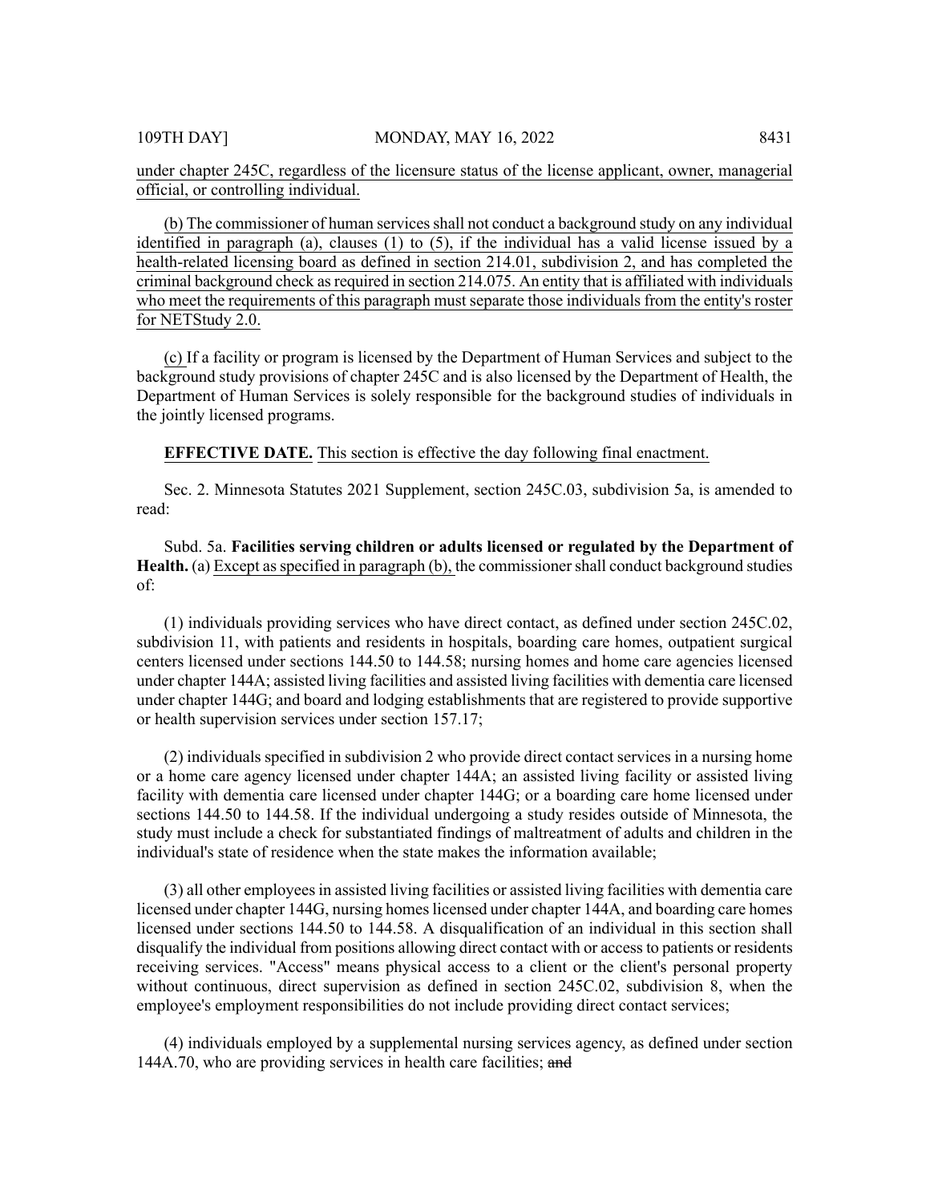under chapter 245C, regardless of the licensure status of the license applicant, owner, managerial official, or controlling individual.

(b) The commissioner of human services shall not conduct a background study on any individual identified in paragraph (a), clauses (1) to (5), if the individual has a valid license issued by a health-related licensing board as defined in section 214.01, subdivision 2, and has completed the criminal background check as required in section 214.075. An entity that is affiliated with individuals who meet the requirements of this paragraph must separate those individuals from the entity's roster for NETStudy 2.0.

(c) If a facility or program is licensed by the Department of Human Services and subject to the background study provisions of chapter 245C and is also licensed by the Department of Health, the Department of Human Services is solely responsible for the background studies of individuals in the jointly licensed programs.

**EFFECTIVE DATE.** This section is effective the day following final enactment.

Sec. 2. Minnesota Statutes 2021 Supplement, section 245C.03, subdivision 5a, is amended to read:

Subd. 5a. **Facilities serving children or adults licensed or regulated by the Department of Health.** (a) Except as specified in paragraph (b), the commissioner shall conduct background studies of:

(1) individuals providing services who have direct contact, as defined under section 245C.02, subdivision 11, with patients and residents in hospitals, boarding care homes, outpatient surgical centers licensed under sections 144.50 to 144.58; nursing homes and home care agencies licensed under chapter 144A; assisted living facilities and assisted living facilities with dementia care licensed under chapter 144G; and board and lodging establishments that are registered to provide supportive or health supervision services under section 157.17;

(2) individuals specified in subdivision 2 who provide direct contact services in a nursing home or a home care agency licensed under chapter 144A; an assisted living facility or assisted living facility with dementia care licensed under chapter 144G; or a boarding care home licensed under sections 144.50 to 144.58. If the individual undergoing a study resides outside of Minnesota, the study must include a check for substantiated findings of maltreatment of adults and children in the individual's state of residence when the state makes the information available;

(3) all other employees in assisted living facilities or assisted living facilities with dementia care licensed under chapter 144G, nursing homes licensed under chapter 144A, and boarding care homes licensed under sections 144.50 to 144.58. A disqualification of an individual in this section shall disqualify the individual from positions allowing direct contact with or access to patients or residents receiving services. "Access" means physical access to a client or the client's personal property without continuous, direct supervision as defined in section 245C.02, subdivision 8, when the employee's employment responsibilities do not include providing direct contact services;

(4) individuals employed by a supplemental nursing services agency, as defined under section 144A.70, who are providing services in health care facilities; ~~and~~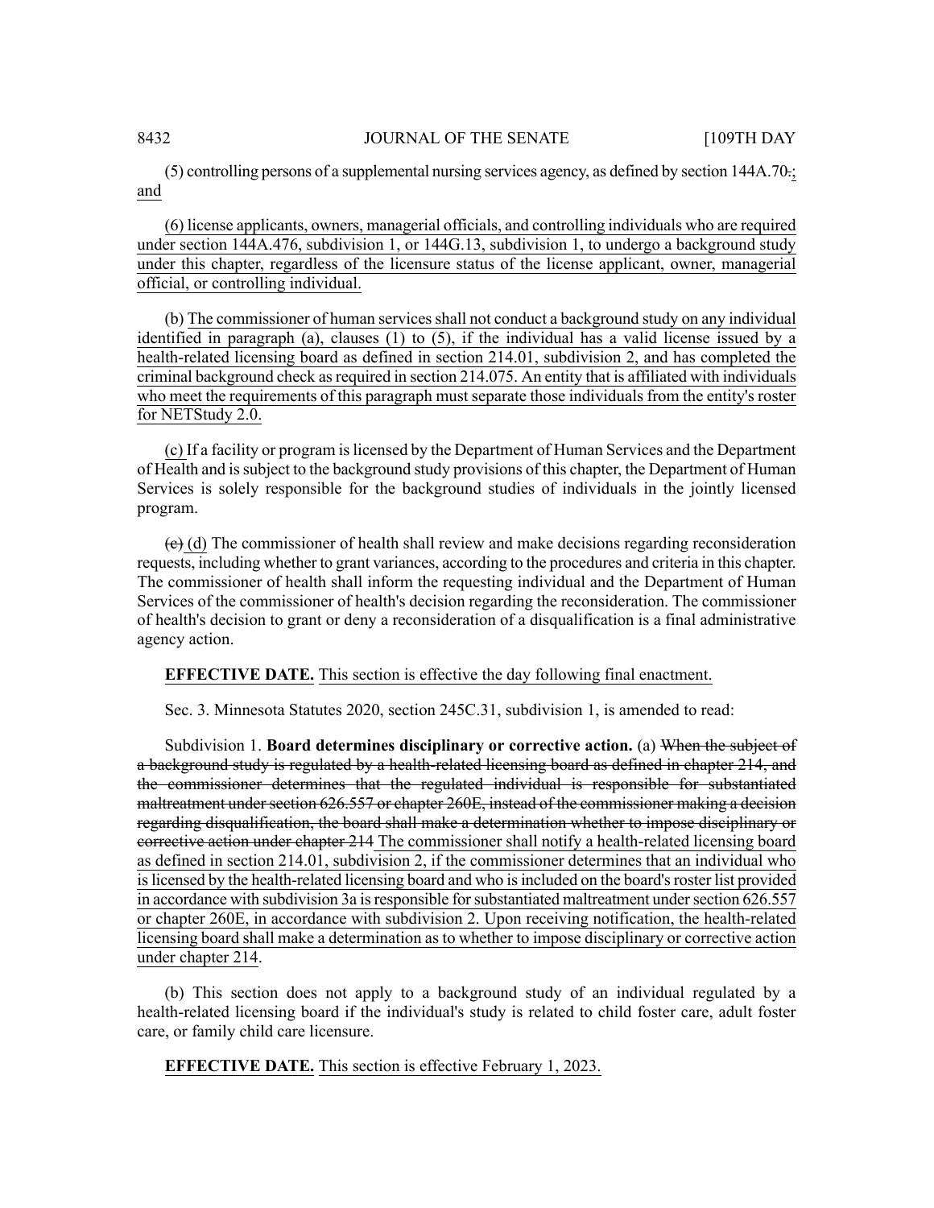(5) controlling persons of a supplemental nursing services agency, as defined by section 144A.70.; and

(6) license applicants, owners, managerial officials, and controlling individuals who are required under section 144A.476, subdivision 1, or 144G.13, subdivision 1, to undergo a background study under this chapter, regardless of the licensure status of the license applicant, owner, managerial official, or controlling individual.

(b) The commissioner of human services shall not conduct a background study on any individual identified in paragraph (a), clauses (1) to (5), if the individual has a valid license issued by a health-related licensing board as defined in section 214.01, subdivision 2, and has completed the criminal background check as required in section 214.075. An entity that is affiliated with individuals who meet the requirements of this paragraph must separate those individuals from the entity's roster for NETStudy 2.0.

(c) If a facility or program is licensed by the Department of Human Services and the Department of Health and is subject to the background study provisions of this chapter, the Department of Human Services is solely responsible for the background studies of individuals in the jointly licensed program.

~~(c)~~ (d) The commissioner of health shall review and make decisions regarding reconsideration requests, including whether to grant variances, according to the procedures and criteria in this chapter. The commissioner of health shall inform the requesting individual and the Department of Human Services of the commissioner of health's decision regarding the reconsideration. The commissioner of health's decision to grant or deny a reconsideration of a disqualification is a final administrative agency action.

**EFFECTIVE DATE.** This section is effective the day following final enactment.

Sec. 3. Minnesota Statutes 2020, section 245C.31, subdivision 1, is amended to read:

Subdivision 1. **Board determines disciplinary or corrective action.** (a) ~~When the subject of a background study is regulated by a health-related licensing board as defined in chapter 214, and the commissioner determines that the regulated individual is responsible for substantiated maltreatment under section 626.557 or chapter 260E, instead of the commissioner making a decision regarding disqualification, the board shall make a determination whether to impose disciplinary or corrective action under chapter 214~~ The commissioner shall notify a health-related licensing board as defined in section 214.01, subdivision 2, if the commissioner determines that an individual who is licensed by the health-related licensing board and who is included on the board's roster list provided in accordance with subdivision 3a is responsible for substantiated maltreatment under section 626.557 or chapter 260E, in accordance with subdivision 2. Upon receiving notification, the health-related licensing board shall make a determination as to whether to impose disciplinary or corrective action under chapter 214.

(b) This section does not apply to a background study of an individual regulated by a health-related licensing board if the individual's study is related to child foster care, adult foster care, or family child care licensure.

**EFFECTIVE DATE.** This section is effective February 1, 2023.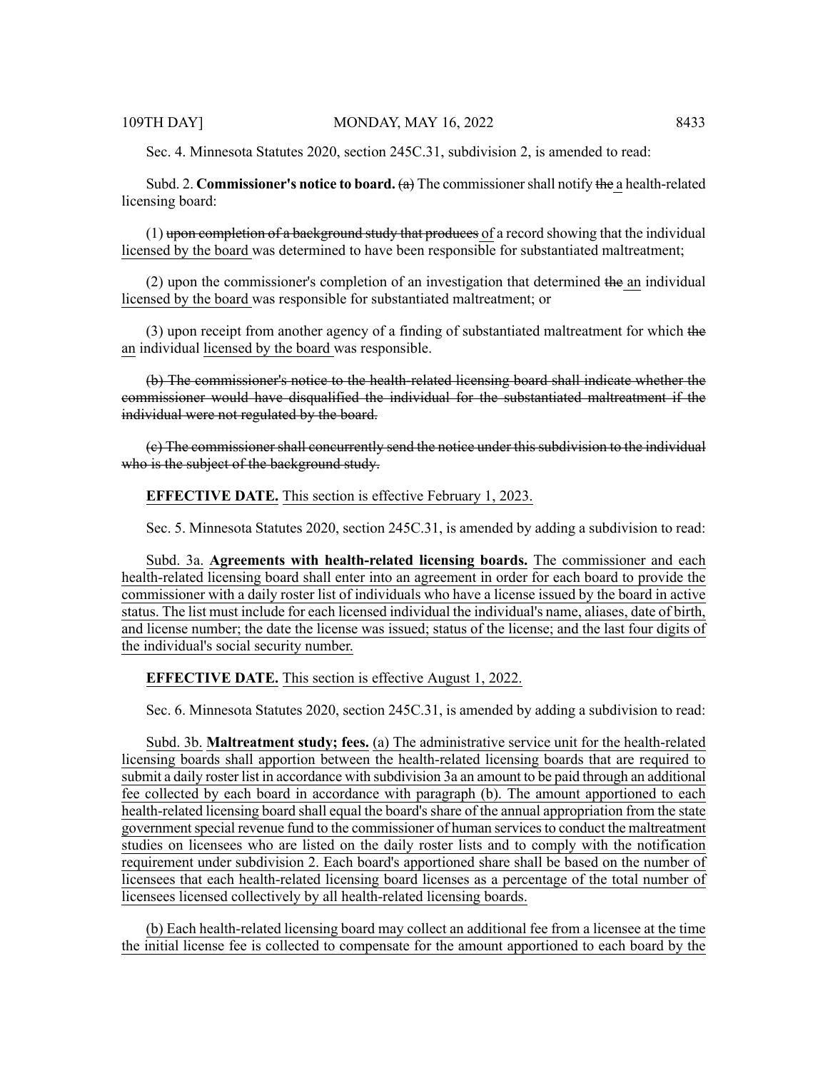Sec. 4. Minnesota Statutes 2020, section 245C.31, subdivision 2, is amended to read:

Subd. 2. **Commissioner's notice to board.** ~~(a)~~ The commissioner shall notify ~~the~~ <u>a</u> health-related licensing board:

(1) ~~upon completion of a background study that produces~~ <u>of</u> a record showing that the individual <u>licensed by the board</u> was determined to have been responsible for substantiated maltreatment;

(2) upon the commissioner's completion of an investigation that determined ~~the~~ <u>an</u> individual <u>licensed by the board</u> was responsible for substantiated maltreatment; or

(3) upon receipt from another agency of a finding of substantiated maltreatment for which ~~the~~ <u>an</u> individual <u>licensed by the board</u> was responsible.

~~(b) The commissioner's notice to the health-related licensing board shall indicate whether the commissioner would have disqualified the individual for the substantiated maltreatment if the individual were not regulated by the board.~~

~~(c) The commissioner shall concurrently send the notice under this subdivision to the individual who is the subject of the background study.~~

**EFFECTIVE DATE.** <u>This section is effective February 1, 2023.</u>

Sec. 5. Minnesota Statutes 2020, section 245C.31, is amended by adding a subdivision to read:

<u>Subd. 3a.</u> **<u>Agreements with health-related licensing boards.</u>** <u>The commissioner and each health-related licensing board shall enter into an agreement in order for each board to provide the commissioner with a daily roster list of individuals who have a license issued by the board in active status. The list must include for each licensed individual the individual's name, aliases, date of birth, and license number; the date the license was issued; status of the license; and the last four digits of the individual's social security number.</u>

**EFFECTIVE DATE.** <u>This section is effective August 1, 2022.</u>

Sec. 6. Minnesota Statutes 2020, section 245C.31, is amended by adding a subdivision to read:

<u>Subd. 3b.</u> **<u>Maltreatment study; fees.</u>** <u>(a) The administrative service unit for the health-related licensing boards shall apportion between the health-related licensing boards that are required to submit a daily roster list in accordance with subdivision 3a an amount to be paid through an additional fee collected by each board in accordance with paragraph (b). The amount apportioned to each health-related licensing board shall equal the board's share of the annual appropriation from the state government special revenue fund to the commissioner of human services to conduct the maltreatment studies on licensees who are listed on the daily roster lists and to comply with the notification requirement under subdivision 2. Each board's apportioned share shall be based on the number of licensees that each health-related licensing board licenses as a percentage of the total number of licensees licensed collectively by all health-related licensing boards.</u>

<u>(b) Each health-related licensing board may collect an additional fee from a licensee at the time the initial license fee is collected to compensate for the amount apportioned to each board by the</u>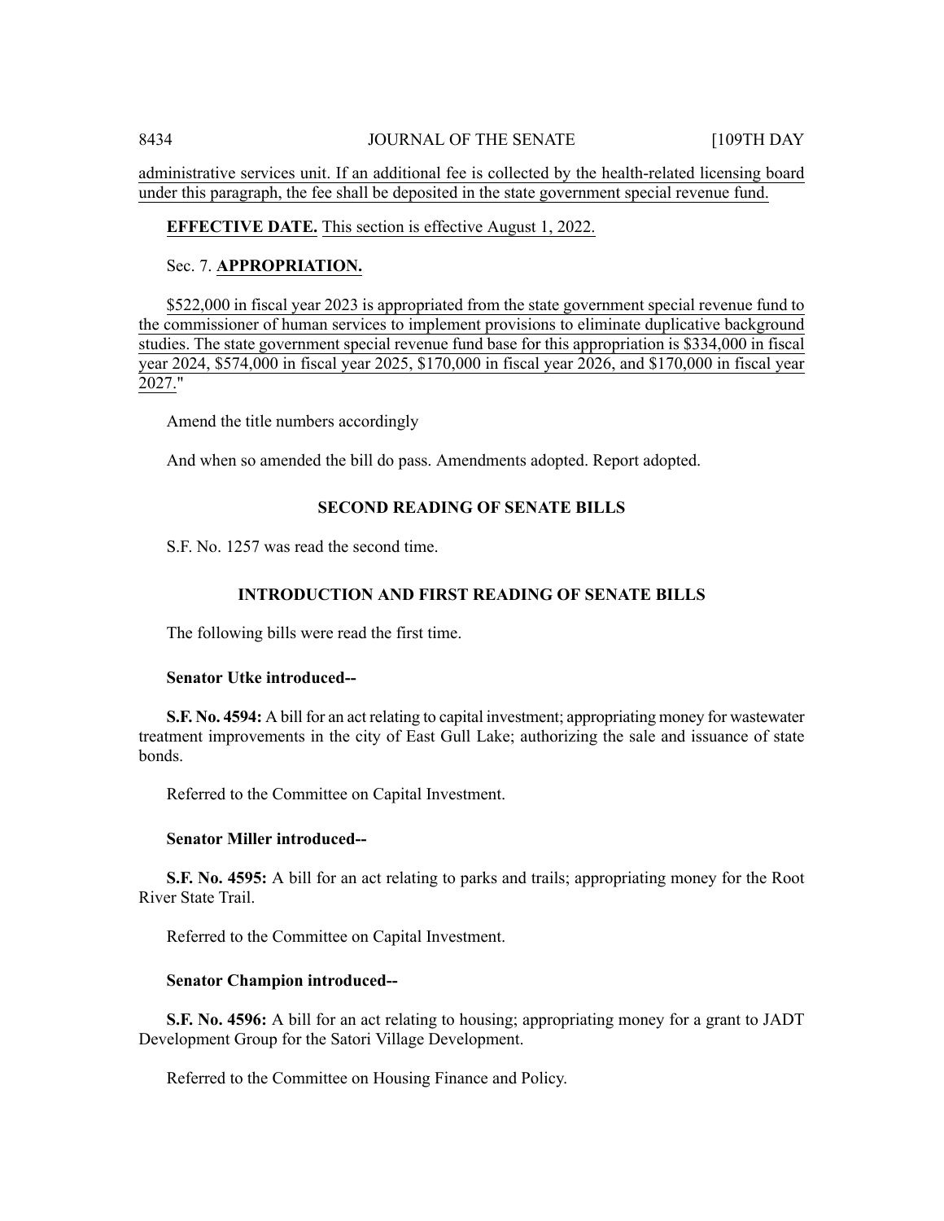administrative services unit. If an additional fee is collected by the health-related licensing board under this paragraph, the fee shall be deposited in the state government special revenue fund.

**EFFECTIVE DATE.** This section is effective August 1, 2022.

Sec. 7. **APPROPRIATION.**

$522,000 in fiscal year 2023 is appropriated from the state government special revenue fund to the commissioner of human services to implement provisions to eliminate duplicative background studies. The state government special revenue fund base for this appropriation is $334,000 in fiscal year 2024, $574,000 in fiscal year 2025, $170,000 in fiscal year 2026, and $170,000 in fiscal year 2027."

Amend the title numbers accordingly

And when so amended the bill do pass. Amendments adopted. Report adopted.

## SECOND READING OF SENATE BILLS

S.F. No. 1257 was read the second time.

## INTRODUCTION AND FIRST READING OF SENATE BILLS

The following bills were read the first time.

**Senator Utke introduced--**

**S.F. No. 4594:** A bill for an act relating to capital investment; appropriating money for wastewater treatment improvements in the city of East Gull Lake; authorizing the sale and issuance of state bonds.

Referred to the Committee on Capital Investment.

**Senator Miller introduced--**

**S.F. No. 4595:** A bill for an act relating to parks and trails; appropriating money for the Root River State Trail.

Referred to the Committee on Capital Investment.

**Senator Champion introduced--**

**S.F. No. 4596:** A bill for an act relating to housing; appropriating money for a grant to JADT Development Group for the Satori Village Development.

Referred to the Committee on Housing Finance and Policy.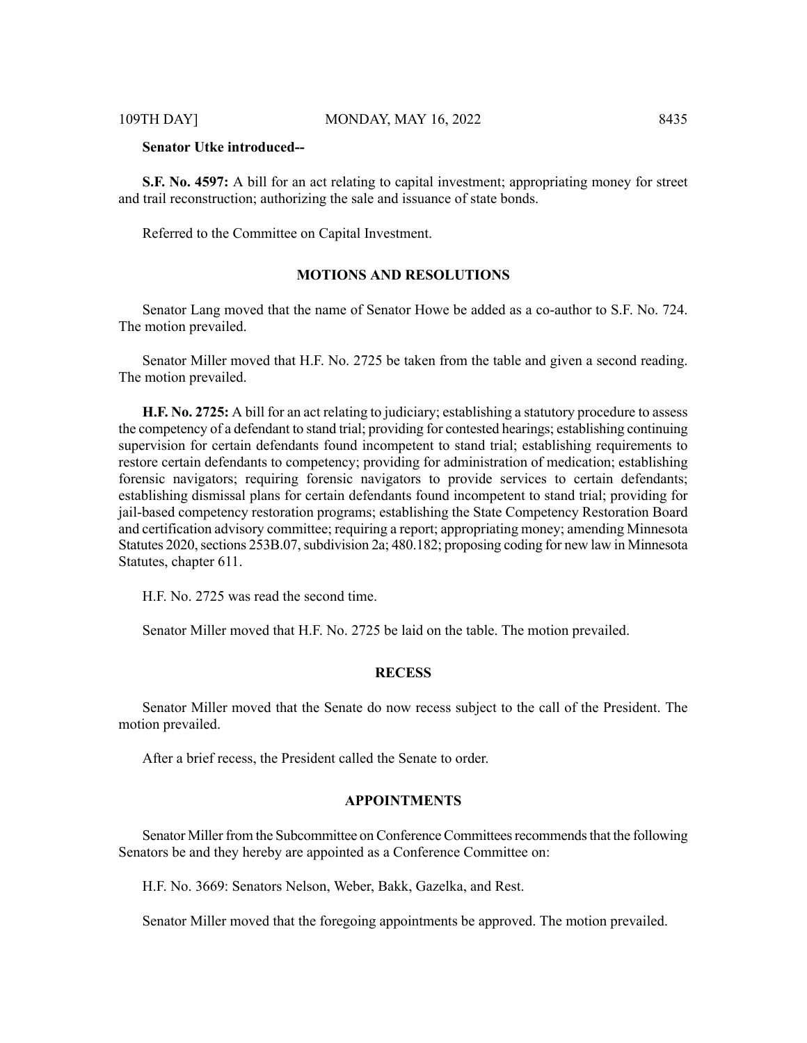**Senator Utke introduced--**

**S.F. No. 4597:** A bill for an act relating to capital investment; appropriating money for street and trail reconstruction; authorizing the sale and issuance of state bonds.

Referred to the Committee on Capital Investment.

## MOTIONS AND RESOLUTIONS

Senator Lang moved that the name of Senator Howe be added as a co-author to S.F. No. 724. The motion prevailed.

Senator Miller moved that H.F. No. 2725 be taken from the table and given a second reading. The motion prevailed.

**H.F. No. 2725:** A bill for an act relating to judiciary; establishing a statutory procedure to assess the competency of a defendant to stand trial; providing for contested hearings; establishing continuing supervision for certain defendants found incompetent to stand trial; establishing requirements to restore certain defendants to competency; providing for administration of medication; establishing forensic navigators; requiring forensic navigators to provide services to certain defendants; establishing dismissal plans for certain defendants found incompetent to stand trial; providing for jail-based competency restoration programs; establishing the State Competency Restoration Board and certification advisory committee; requiring a report; appropriating money; amending Minnesota Statutes 2020, sections 253B.07, subdivision 2a; 480.182; proposing coding for new law in Minnesota Statutes, chapter 611.

H.F. No. 2725 was read the second time.

Senator Miller moved that H.F. No. 2725 be laid on the table. The motion prevailed.

## RECESS

Senator Miller moved that the Senate do now recess subject to the call of the President. The motion prevailed.

After a brief recess, the President called the Senate to order.

## APPOINTMENTS

Senator Miller from the Subcommittee on Conference Committees recommends that the following Senators be and they hereby are appointed as a Conference Committee on:

H.F. No. 3669: Senators Nelson, Weber, Bakk, Gazelka, and Rest.

Senator Miller moved that the foregoing appointments be approved. The motion prevailed.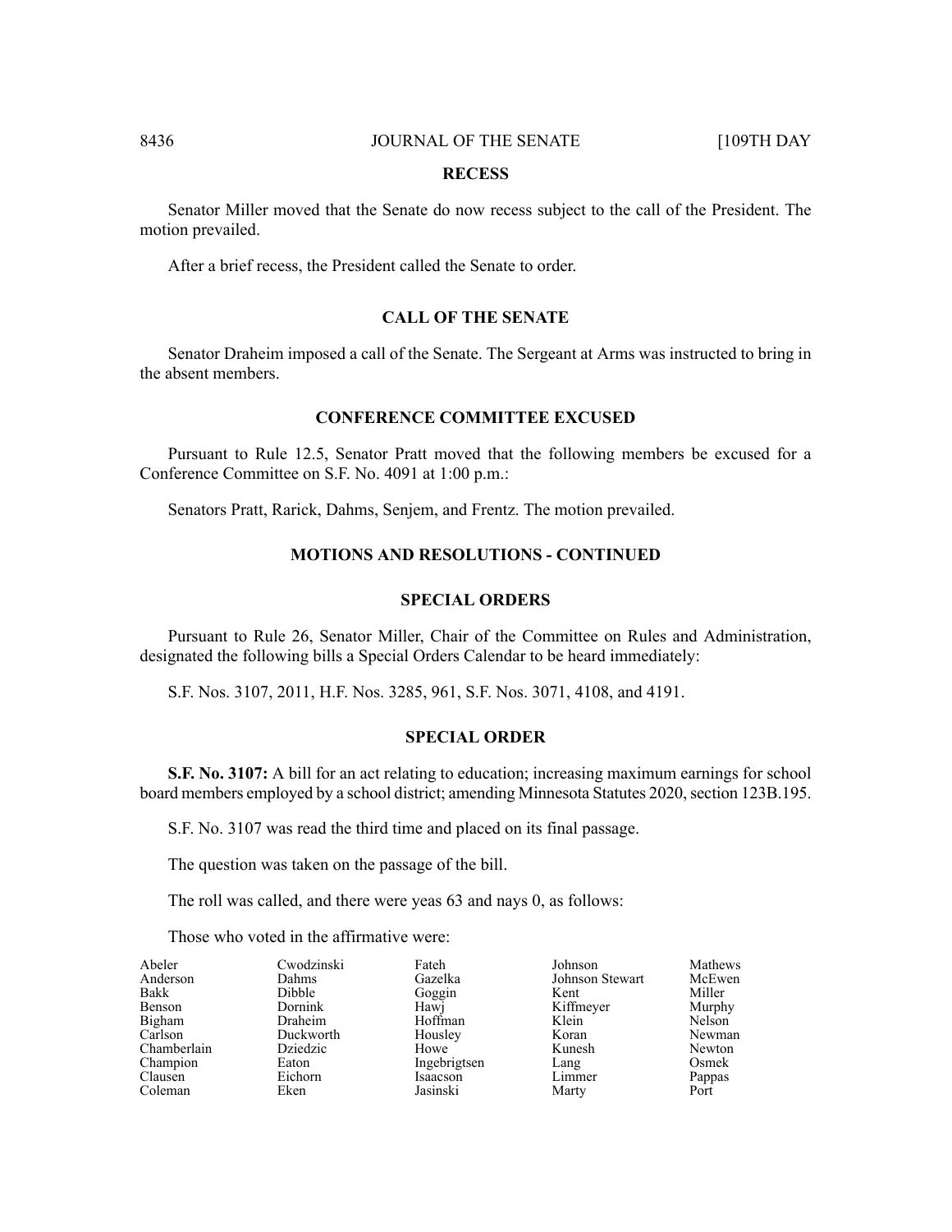## RECESS

Senator Miller moved that the Senate do now recess subject to the call of the President. The motion prevailed.

After a brief recess, the President called the Senate to order.

## CALL OF THE SENATE

Senator Draheim imposed a call of the Senate. The Sergeant at Arms was instructed to bring in the absent members.

## CONFERENCE COMMITTEE EXCUSED

Pursuant to Rule 12.5, Senator Pratt moved that the following members be excused for a Conference Committee on S.F. No. 4091 at 1:00 p.m.:

Senators Pratt, Rarick, Dahms, Senjem, and Frentz. The motion prevailed.

## MOTIONS AND RESOLUTIONS - CONTINUED

## SPECIAL ORDERS

Pursuant to Rule 26, Senator Miller, Chair of the Committee on Rules and Administration, designated the following bills a Special Orders Calendar to be heard immediately:

S.F. Nos. 3107, 2011, H.F. Nos. 3285, 961, S.F. Nos. 3071, 4108, and 4191.

## SPECIAL ORDER

**S.F. No. 3107:** A bill for an act relating to education; increasing maximum earnings for school board members employed by a school district; amending Minnesota Statutes 2020, section 123B.195.

S.F. No. 3107 was read the third time and placed on its final passage.

The question was taken on the passage of the bill.

The roll was called, and there were yeas 63 and nays 0, as follows:

Those who voted in the affirmative were:

| | | | | |
|---|---|---|---|---|
| Abeler | Cwodzinski | Fateh | Johnson | Mathews |
| Anderson | Dahms | Gazelka | Johnson Stewart | McEwen |
| Bakk | Dibble | Goggin | Kent | Miller |
| Benson | Dornink | Hawj | Kiffmeyer | Murphy |
| Bigham | Draheim | Hoffman | Klein | Nelson |
| Carlson | Duckworth | Housley | Koran | Newman |
| Chamberlain | Dziedzic | Howe | Kunesh | Newton |
| Champion | Eaton | Ingebrigtsen | Lang | Osmek |
| Clausen | Eichorn | Isaacson | Limmer | Pappas |
| Coleman | Eken | Jasinski | Marty | Port |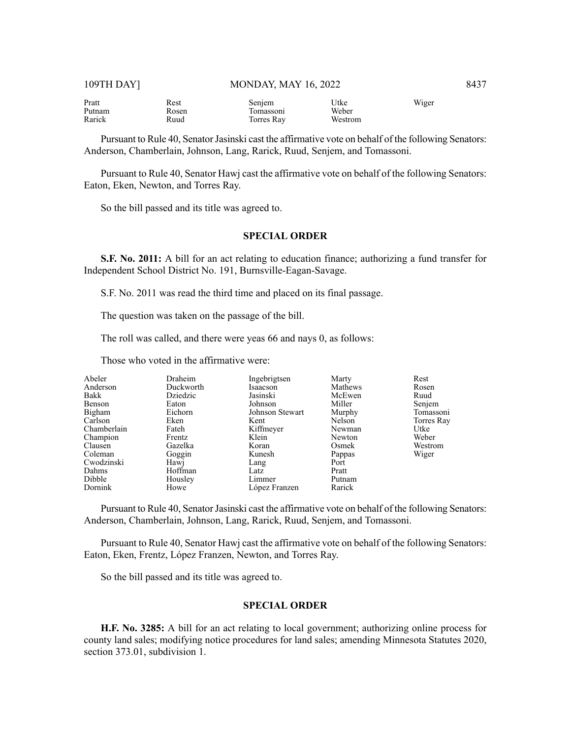| | | | | |
|---|---|---|---|---|
| Pratt | Rest | Senjem | Utke | Wiger |
| Putnam | Rosen | Tomassoni | Weber | |
| Rarick | Ruud | Torres Ray | Westrom | |

Pursuant to Rule 40, Senator Jasinski cast the affirmative vote on behalf of the following Senators: Anderson, Chamberlain, Johnson, Lang, Rarick, Ruud, Senjem, and Tomassoni.

Pursuant to Rule 40, Senator Hawj cast the affirmative vote on behalf of the following Senators: Eaton, Eken, Newton, and Torres Ray.

So the bill passed and its title was agreed to.

## SPECIAL ORDER

**S.F. No. 2011:** A bill for an act relating to education finance; authorizing a fund transfer for Independent School District No. 191, Burnsville-Eagan-Savage.

S.F. No. 2011 was read the third time and placed on its final passage.

The question was taken on the passage of the bill.

The roll was called, and there were yeas 66 and nays 0, as follows:

Those who voted in the affirmative were:

| | | | | |
|---|---|---|---|---|
| Abeler | Draheim | Ingebrigtsen | Marty | Rest |
| Anderson | Duckworth | Isaacson | Mathews | Rosen |
| Bakk | Dziedzic | Jasinski | McEwen | Ruud |
| Benson | Eaton | Johnson | Miller | Senjem |
| Bigham | Eichorn | Johnson Stewart | Murphy | Tomassoni |
| Carlson | Eken | Kent | Nelson | Torres Ray |
| Chamberlain | Fateh | Kiffmeyer | Newman | Utke |
| Champion | Frentz | Klein | Newton | Weber |
| Clausen | Gazelka | Koran | Osmek | Westrom |
| Coleman | Goggin | Kunesh | Pappas | Wiger |
| Cwodzinski | Hawj | Lang | Port | |
| Dahms | Hoffman | Latz | Pratt | |
| Dibble | Housley | Limmer | Putnam | |
| Dornink | Howe | López Franzen | Rarick | |

Pursuant to Rule 40, Senator Jasinski cast the affirmative vote on behalf of the following Senators: Anderson, Chamberlain, Johnson, Lang, Rarick, Ruud, Senjem, and Tomassoni.

Pursuant to Rule 40, Senator Hawj cast the affirmative vote on behalf of the following Senators: Eaton, Eken, Frentz, López Franzen, Newton, and Torres Ray.

So the bill passed and its title was agreed to.

## SPECIAL ORDER

**H.F. No. 3285:** A bill for an act relating to local government; authorizing online process for county land sales; modifying notice procedures for land sales; amending Minnesota Statutes 2020, section 373.01, subdivision 1.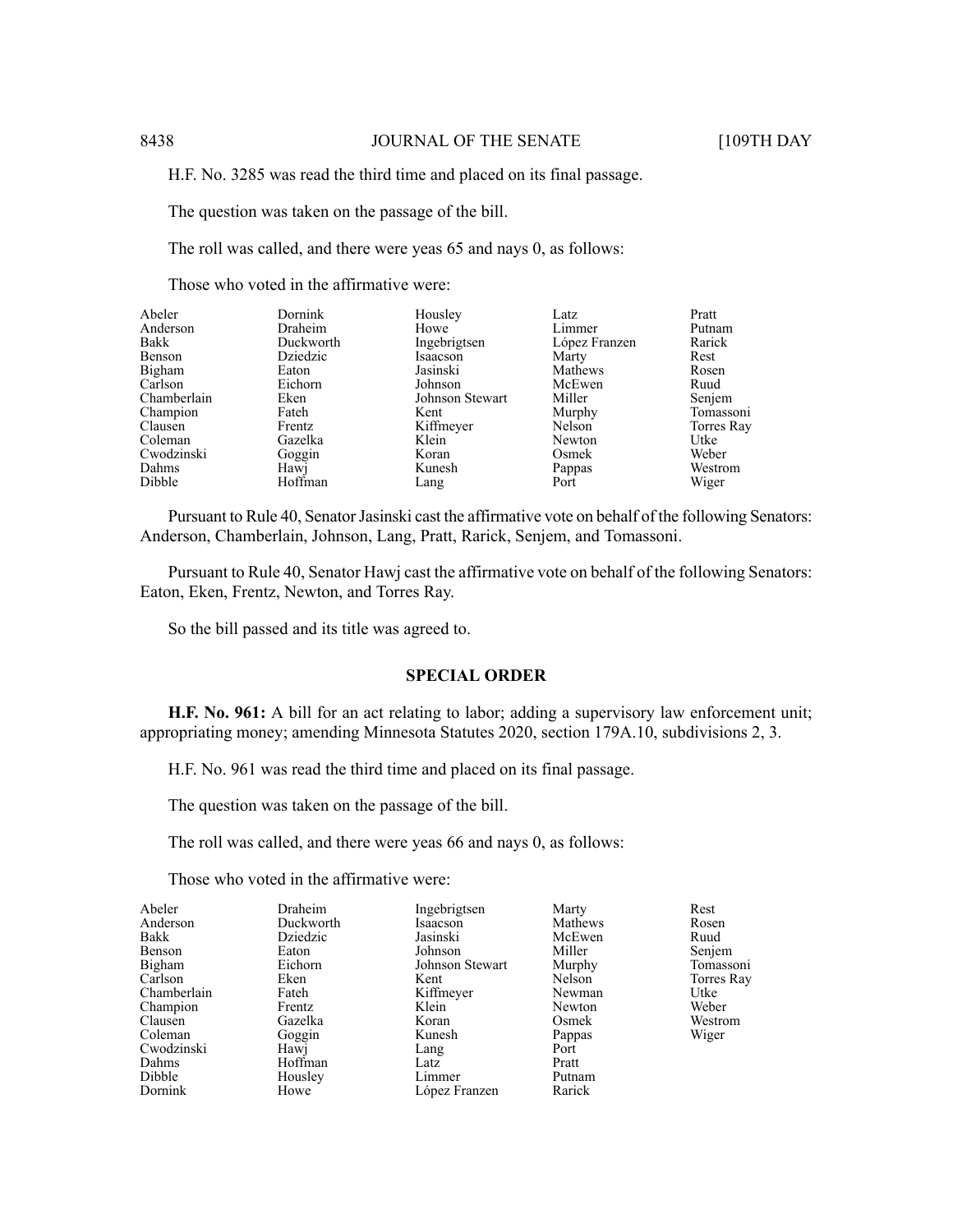H.F. No. 3285 was read the third time and placed on its final passage.

The question was taken on the passage of the bill.

The roll was called, and there were yeas 65 and nays 0, as follows:

Those who voted in the affirmative were:

| | | | | |
|---|---|---|---|---|
| Abeler | Dornink | Housley | Latz | Pratt |
| Anderson | Draheim | Howe | Limmer | Putnam |
| Bakk | Duckworth | Ingebrigtsen | López Franzen | Rarick |
| Benson | Dziedzic | Isaacson | Marty | Rest |
| Bigham | Eaton | Jasinski | Mathews | Rosen |
| Carlson | Eichorn | Johnson | McEwen | Ruud |
| Chamberlain | Eken | Johnson Stewart | Miller | Senjem |
| Champion | Fateh | Kent | Murphy | Tomassoni |
| Clausen | Frentz | Kiffmeyer | Nelson | Torres Ray |
| Coleman | Gazelka | Klein | Newton | Utke |
| Cwodzinski | Goggin | Koran | Osmek | Weber |
| Dahms | Hawj | Kunesh | Pappas | Westrom |
| Dibble | Hoffman | Lang | Port | Wiger |

Pursuant to Rule 40, Senator Jasinski cast the affirmative vote on behalf of the following Senators: Anderson, Chamberlain, Johnson, Lang, Pratt, Rarick, Senjem, and Tomassoni.

Pursuant to Rule 40, Senator Hawj cast the affirmative vote on behalf of the following Senators: Eaton, Eken, Frentz, Newton, and Torres Ray.

So the bill passed and its title was agreed to.

## SPECIAL ORDER

**H.F. No. 961:** A bill for an act relating to labor; adding a supervisory law enforcement unit; appropriating money; amending Minnesota Statutes 2020, section 179A.10, subdivisions 2, 3.

H.F. No. 961 was read the third time and placed on its final passage.

The question was taken on the passage of the bill.

The roll was called, and there were yeas 66 and nays 0, as follows:

Those who voted in the affirmative were:

| | | | | |
|---|---|---|---|---|
| Abeler | Draheim | Ingebrigtsen | Marty | Rest |
| Anderson | Duckworth | Isaacson | Mathews | Rosen |
| Bakk | Dziedzic | Jasinski | McEwen | Ruud |
| Benson | Eaton | Johnson | Miller | Senjem |
| Bigham | Eichorn | Johnson Stewart | Murphy | Tomassoni |
| Carlson | Eken | Kent | Nelson | Torres Ray |
| Chamberlain | Fateh | Kiffmeyer | Newman | Utke |
| Champion | Frentz | Klein | Newton | Weber |
| Clausen | Gazelka | Koran | Osmek | Westrom |
| Coleman | Goggin | Kunesh | Pappas | Wiger |
| Cwodzinski | Hawj | Lang | Port | |
| Dahms | Hoffman | Latz | Pratt | |
| Dibble | Housley | Limmer | Putnam | |
| Dornink | Howe | López Franzen | Rarick | |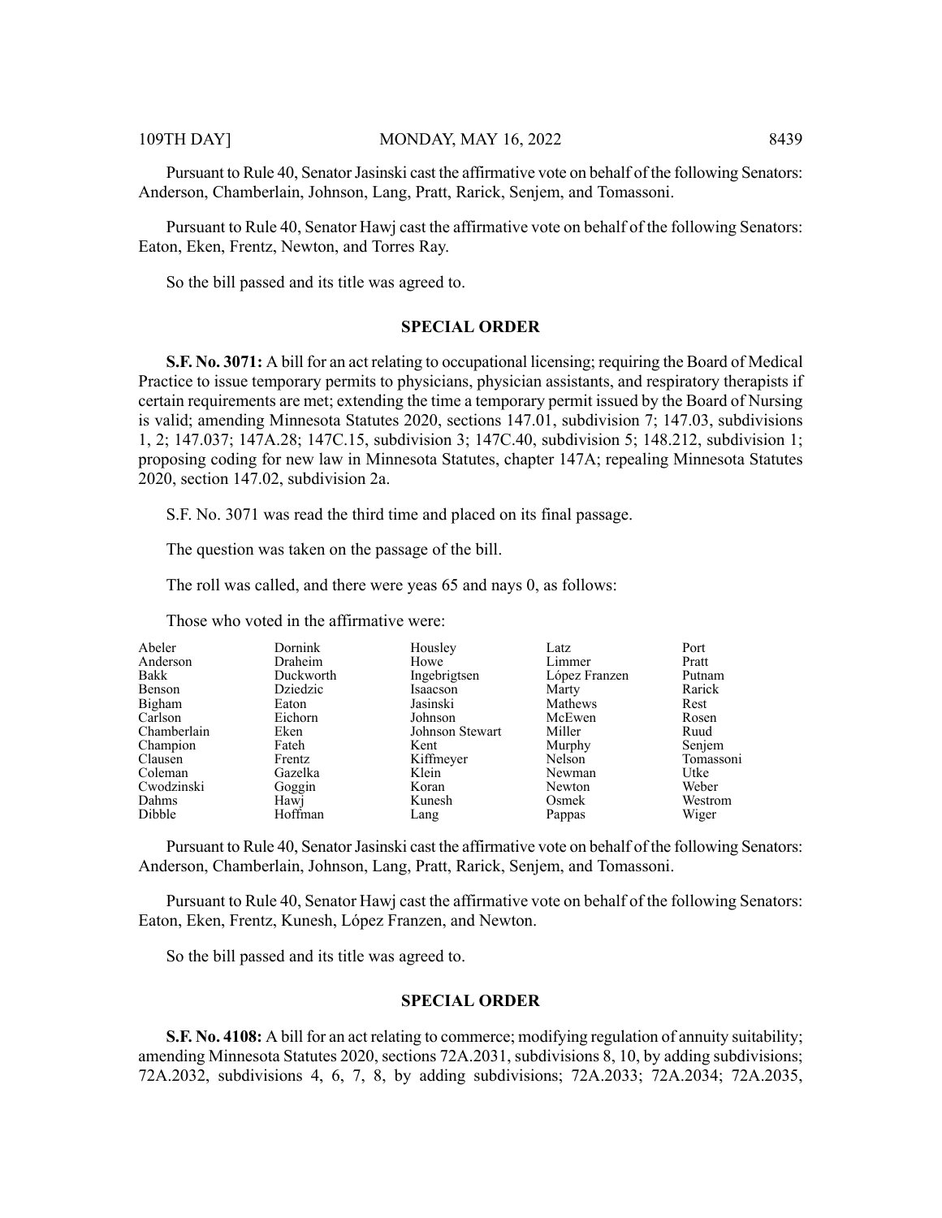Pursuant to Rule 40, Senator Jasinski cast the affirmative vote on behalf of the following Senators: Anderson, Chamberlain, Johnson, Lang, Pratt, Rarick, Senjem, and Tomassoni.

Pursuant to Rule 40, Senator Hawj cast the affirmative vote on behalf of the following Senators: Eaton, Eken, Frentz, Newton, and Torres Ray.

So the bill passed and its title was agreed to.

## SPECIAL ORDER

**S.F. No. 3071:** A bill for an act relating to occupational licensing; requiring the Board of Medical Practice to issue temporary permits to physicians, physician assistants, and respiratory therapists if certain requirements are met; extending the time a temporary permit issued by the Board of Nursing is valid; amending Minnesota Statutes 2020, sections 147.01, subdivision 7; 147.03, subdivisions 1, 2; 147.037; 147A.28; 147C.15, subdivision 3; 147C.40, subdivision 5; 148.212, subdivision 1; proposing coding for new law in Minnesota Statutes, chapter 147A; repealing Minnesota Statutes 2020, section 147.02, subdivision 2a.

S.F. No. 3071 was read the third time and placed on its final passage.

The question was taken on the passage of the bill.

The roll was called, and there were yeas 65 and nays 0, as follows:

Those who voted in the affirmative were:

| | | | | |
|---|---|---|---|---|
| Abeler | Dornink | Housley | Latz | Port |
| Anderson | Draheim | Howe | Limmer | Pratt |
| Bakk | Duckworth | Ingebrigtsen | López Franzen | Putnam |
| Benson | Dziedzic | Isaacson | Marty | Rarick |
| Bigham | Eaton | Jasinski | Mathews | Rest |
| Carlson | Eichorn | Johnson | McEwen | Rosen |
| Chamberlain | Eken | Johnson Stewart | Miller | Ruud |
| Champion | Fateh | Kent | Murphy | Senjem |
| Clausen | Frentz | Kiffmeyer | Nelson | Tomassoni |
| Coleman | Gazelka | Klein | Newman | Utke |
| Cwodzinski | Goggin | Koran | Newton | Weber |
| Dahms | Hawj | Kunesh | Osmek | Westrom |
| Dibble | Hoffman | Lang | Pappas | Wiger |

Pursuant to Rule 40, Senator Jasinski cast the affirmative vote on behalf of the following Senators: Anderson, Chamberlain, Johnson, Lang, Pratt, Rarick, Senjem, and Tomassoni.

Pursuant to Rule 40, Senator Hawj cast the affirmative vote on behalf of the following Senators: Eaton, Eken, Frentz, Kunesh, López Franzen, and Newton.

So the bill passed and its title was agreed to.

## SPECIAL ORDER

**S.F. No. 4108:** A bill for an act relating to commerce; modifying regulation of annuity suitability; amending Minnesota Statutes 2020, sections 72A.2031, subdivisions 8, 10, by adding subdivisions; 72A.2032, subdivisions 4, 6, 7, 8, by adding subdivisions; 72A.2033; 72A.2034; 72A.2035,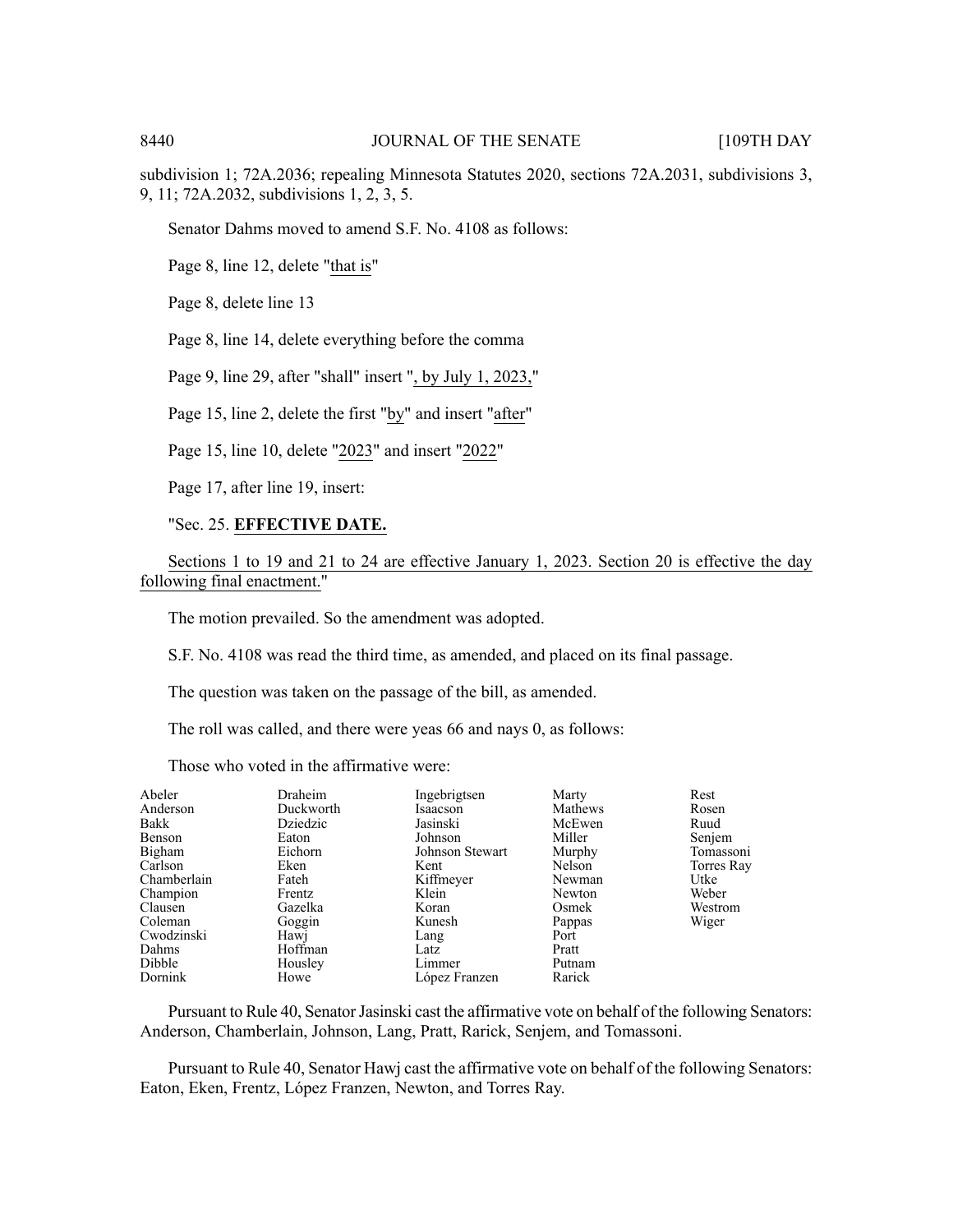subdivision 1; 72A.2036; repealing Minnesota Statutes 2020, sections 72A.2031, subdivisions 3, 9, 11; 72A.2032, subdivisions 1, 2, 3, 5.

Senator Dahms moved to amend S.F. No. 4108 as follows:

Page 8, line 12, delete "that is"

Page 8, delete line 13

Page 8, line 14, delete everything before the comma

Page 9, line 29, after "shall" insert ", by July 1, 2023,"

Page 15, line 2, delete the first "by" and insert "after"

Page 15, line 10, delete "2023" and insert "2022"

Page 17, after line 19, insert:

"Sec. 25. **EFFECTIVE DATE.**

Sections 1 to 19 and 21 to 24 are effective January 1, 2023. Section 20 is effective the day following final enactment."

The motion prevailed. So the amendment was adopted.

S.F. No. 4108 was read the third time, as amended, and placed on its final passage.

The question was taken on the passage of the bill, as amended.

The roll was called, and there were yeas 66 and nays 0, as follows:

Those who voted in the affirmative were:

| | | | | |
|---|---|---|---|---|
| Abeler | Draheim | Ingebrigtsen | Marty | Rest |
| Anderson | Duckworth | Isaacson | Mathews | Rosen |
| Bakk | Dziedzic | Jasinski | McEwen | Ruud |
| Benson | Eaton | Johnson | Miller | Senjem |
| Bigham | Eichorn | Johnson Stewart | Murphy | Tomassoni |
| Carlson | Eken | Kent | Nelson | Torres Ray |
| Chamberlain | Fateh | Kiffmeyer | Newman | Utke |
| Champion | Frentz | Klein | Newton | Weber |
| Clausen | Gazelka | Koran | Osmek | Westrom |
| Coleman | Goggin | Kunesh | Pappas | Wiger |
| Cwodzinski | Hawj | Lang | Port | |
| Dahms | Hoffman | Latz | Pratt | |
| Dibble | Housley | Limmer | Putnam | |
| Dornink | Howe | López Franzen | Rarick | |

Pursuant to Rule 40, Senator Jasinski cast the affirmative vote on behalf of the following Senators: Anderson, Chamberlain, Johnson, Lang, Pratt, Rarick, Senjem, and Tomassoni.

Pursuant to Rule 40, Senator Hawj cast the affirmative vote on behalf of the following Senators: Eaton, Eken, Frentz, López Franzen, Newton, and Torres Ray.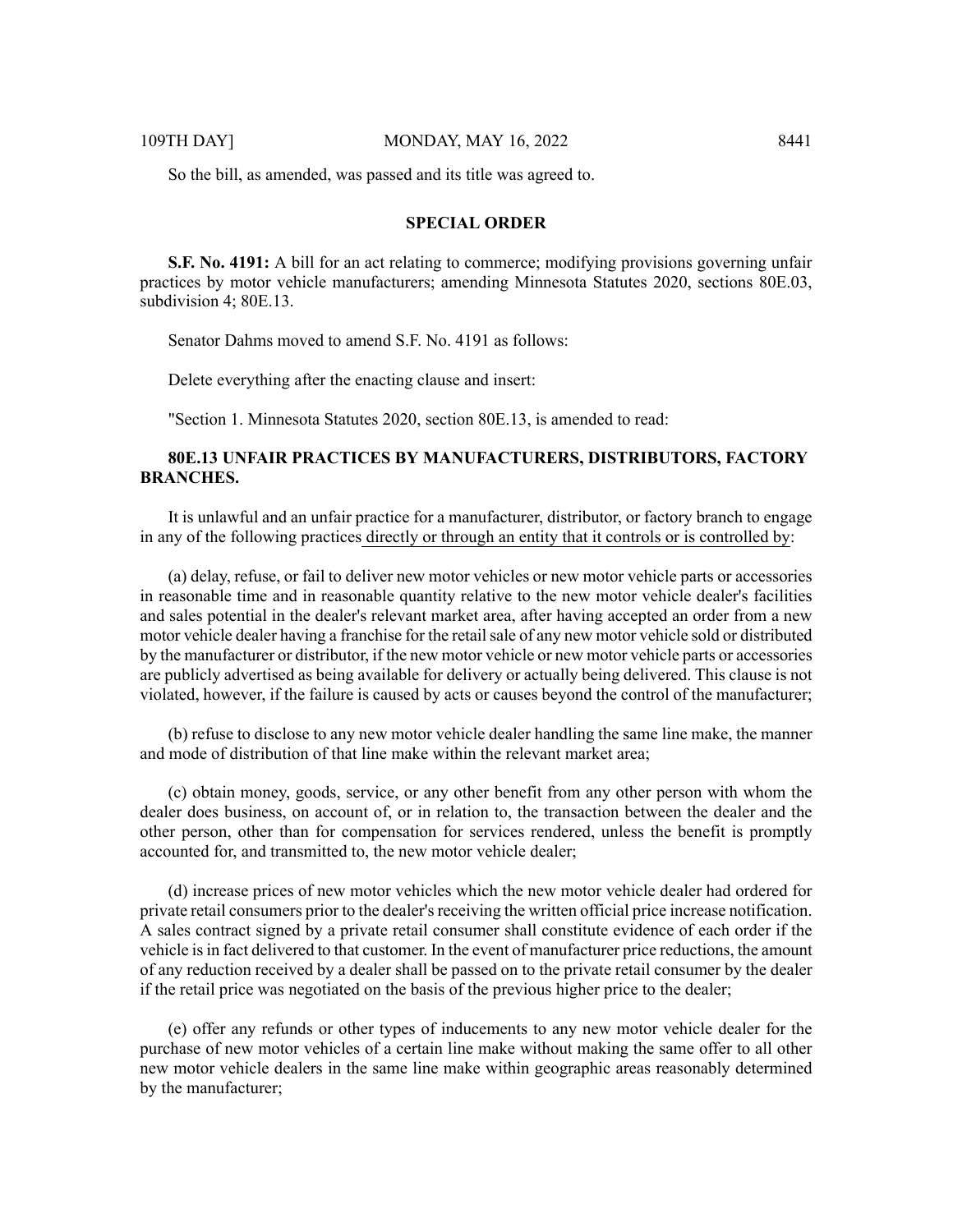So the bill, as amended, was passed and its title was agreed to.

## SPECIAL ORDER

**S.F. No. 4191:** A bill for an act relating to commerce; modifying provisions governing unfair practices by motor vehicle manufacturers; amending Minnesota Statutes 2020, sections 80E.03, subdivision 4; 80E.13.

Senator Dahms moved to amend S.F. No. 4191 as follows:

Delete everything after the enacting clause and insert:

"Section 1. Minnesota Statutes 2020, section 80E.13, is amended to read:

**80E.13 UNFAIR PRACTICES BY MANUFACTURERS, DISTRIBUTORS, FACTORY BRANCHES.**

It is unlawful and an unfair practice for a manufacturer, distributor, or factory branch to engage in any of the following practices directly or through an entity that it controls or is controlled by:

(a) delay, refuse, or fail to deliver new motor vehicles or new motor vehicle parts or accessories in reasonable time and in reasonable quantity relative to the new motor vehicle dealer's facilities and sales potential in the dealer's relevant market area, after having accepted an order from a new motor vehicle dealer having a franchise for the retail sale of any new motor vehicle sold or distributed by the manufacturer or distributor, if the new motor vehicle or new motor vehicle parts or accessories are publicly advertised as being available for delivery or actually being delivered. This clause is not violated, however, if the failure is caused by acts or causes beyond the control of the manufacturer;

(b) refuse to disclose to any new motor vehicle dealer handling the same line make, the manner and mode of distribution of that line make within the relevant market area;

(c) obtain money, goods, service, or any other benefit from any other person with whom the dealer does business, on account of, or in relation to, the transaction between the dealer and the other person, other than for compensation for services rendered, unless the benefit is promptly accounted for, and transmitted to, the new motor vehicle dealer;

(d) increase prices of new motor vehicles which the new motor vehicle dealer had ordered for private retail consumers prior to the dealer's receiving the written official price increase notification. A sales contract signed by a private retail consumer shall constitute evidence of each order if the vehicle is in fact delivered to that customer. In the event of manufacturer price reductions, the amount of any reduction received by a dealer shall be passed on to the private retail consumer by the dealer if the retail price was negotiated on the basis of the previous higher price to the dealer;

(e) offer any refunds or other types of inducements to any new motor vehicle dealer for the purchase of new motor vehicles of a certain line make without making the same offer to all other new motor vehicle dealers in the same line make within geographic areas reasonably determined by the manufacturer;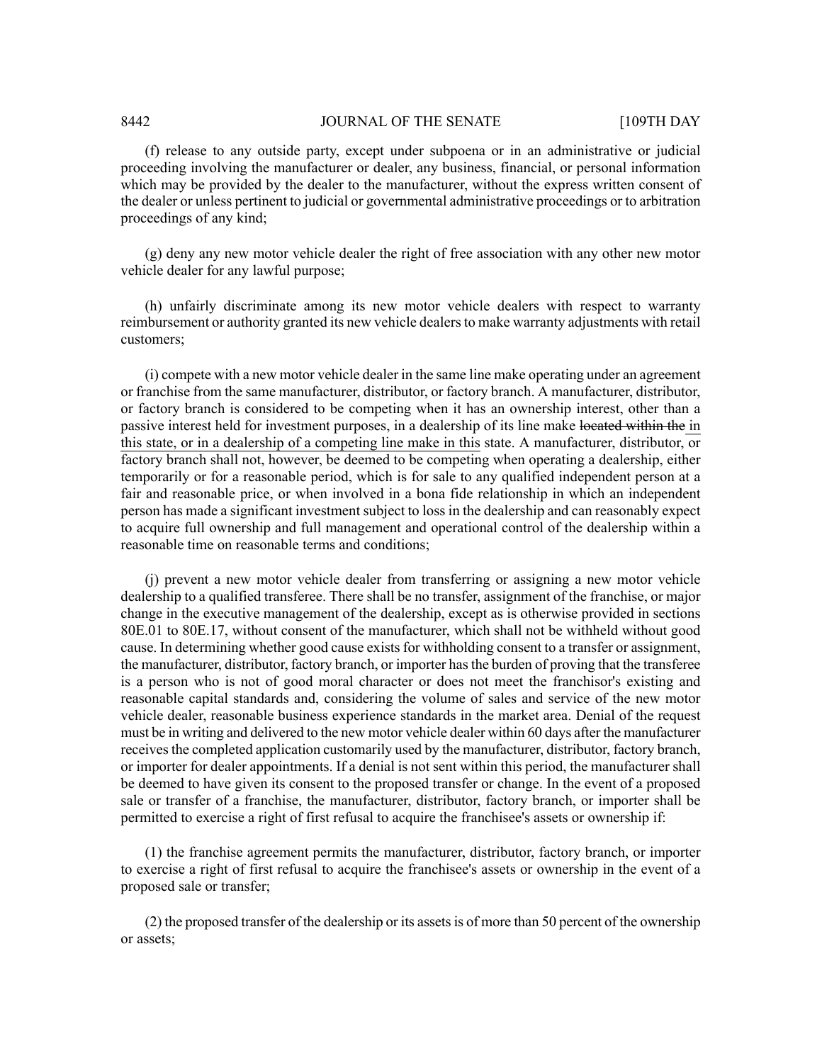(f) release to any outside party, except under subpoena or in an administrative or judicial proceeding involving the manufacturer or dealer, any business, financial, or personal information which may be provided by the dealer to the manufacturer, without the express written consent of the dealer or unless pertinent to judicial or governmental administrative proceedings or to arbitration proceedings of any kind;

(g) deny any new motor vehicle dealer the right of free association with any other new motor vehicle dealer for any lawful purpose;

(h) unfairly discriminate among its new motor vehicle dealers with respect to warranty reimbursement or authority granted its new vehicle dealers to make warranty adjustments with retail customers;

(i) compete with a new motor vehicle dealer in the same line make operating under an agreement or franchise from the same manufacturer, distributor, or factory branch. A manufacturer, distributor, or factory branch is considered to be competing when it has an ownership interest, other than a passive interest held for investment purposes, in a dealership of its line make ~~located within the~~ in this state, or in a dealership of a competing line make in this state. A manufacturer, distributor, or factory branch shall not, however, be deemed to be competing when operating a dealership, either temporarily or for a reasonable period, which is for sale to any qualified independent person at a fair and reasonable price, or when involved in a bona fide relationship in which an independent person has made a significant investment subject to loss in the dealership and can reasonably expect to acquire full ownership and full management and operational control of the dealership within a reasonable time on reasonable terms and conditions;

(j) prevent a new motor vehicle dealer from transferring or assigning a new motor vehicle dealership to a qualified transferee. There shall be no transfer, assignment of the franchise, or major change in the executive management of the dealership, except as is otherwise provided in sections 80E.01 to 80E.17, without consent of the manufacturer, which shall not be withheld without good cause. In determining whether good cause exists for withholding consent to a transfer or assignment, the manufacturer, distributor, factory branch, or importer has the burden of proving that the transferee is a person who is not of good moral character or does not meet the franchisor's existing and reasonable capital standards and, considering the volume of sales and service of the new motor vehicle dealer, reasonable business experience standards in the market area. Denial of the request must be in writing and delivered to the new motor vehicle dealer within 60 days after the manufacturer receives the completed application customarily used by the manufacturer, distributor, factory branch, or importer for dealer appointments. If a denial is not sent within this period, the manufacturer shall be deemed to have given its consent to the proposed transfer or change. In the event of a proposed sale or transfer of a franchise, the manufacturer, distributor, factory branch, or importer shall be permitted to exercise a right of first refusal to acquire the franchisee's assets or ownership if:

(1) the franchise agreement permits the manufacturer, distributor, factory branch, or importer to exercise a right of first refusal to acquire the franchisee's assets or ownership in the event of a proposed sale or transfer;

(2) the proposed transfer of the dealership or its assets is of more than 50 percent of the ownership or assets;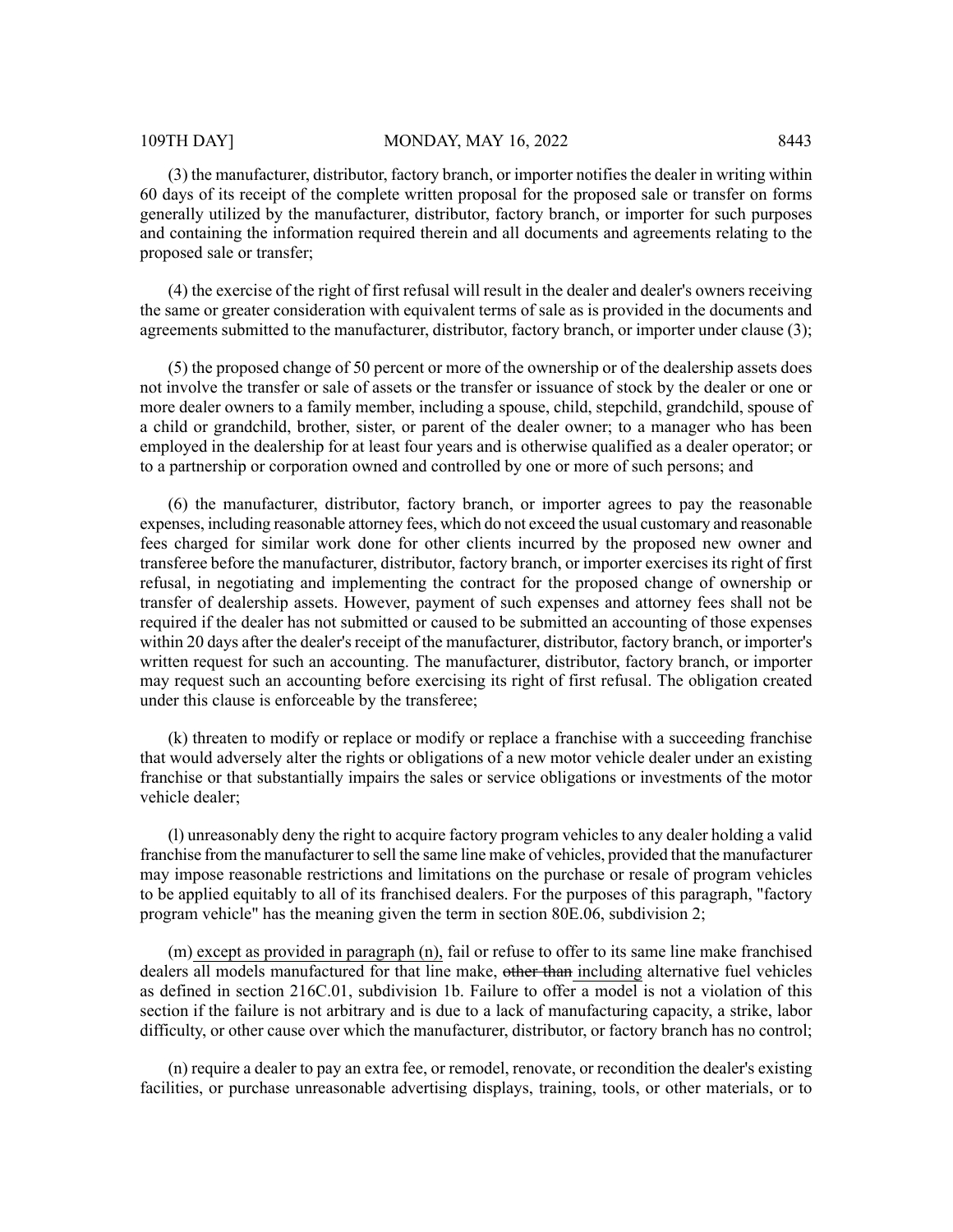(3) the manufacturer, distributor, factory branch, or importer notifies the dealer in writing within 60 days of its receipt of the complete written proposal for the proposed sale or transfer on forms generally utilized by the manufacturer, distributor, factory branch, or importer for such purposes and containing the information required therein and all documents and agreements relating to the proposed sale or transfer;

(4) the exercise of the right of first refusal will result in the dealer and dealer's owners receiving the same or greater consideration with equivalent terms of sale as is provided in the documents and agreements submitted to the manufacturer, distributor, factory branch, or importer under clause (3);

(5) the proposed change of 50 percent or more of the ownership or of the dealership assets does not involve the transfer or sale of assets or the transfer or issuance of stock by the dealer or one or more dealer owners to a family member, including a spouse, child, stepchild, grandchild, spouse of a child or grandchild, brother, sister, or parent of the dealer owner; to a manager who has been employed in the dealership for at least four years and is otherwise qualified as a dealer operator; or to a partnership or corporation owned and controlled by one or more of such persons; and

(6) the manufacturer, distributor, factory branch, or importer agrees to pay the reasonable expenses, including reasonable attorney fees, which do not exceed the usual customary and reasonable fees charged for similar work done for other clients incurred by the proposed new owner and transferee before the manufacturer, distributor, factory branch, or importer exercises its right of first refusal, in negotiating and implementing the contract for the proposed change of ownership or transfer of dealership assets. However, payment of such expenses and attorney fees shall not be required if the dealer has not submitted or caused to be submitted an accounting of those expenses within 20 days after the dealer's receipt of the manufacturer, distributor, factory branch, or importer's written request for such an accounting. The manufacturer, distributor, factory branch, or importer may request such an accounting before exercising its right of first refusal. The obligation created under this clause is enforceable by the transferee;

(k) threaten to modify or replace or modify or replace a franchise with a succeeding franchise that would adversely alter the rights or obligations of a new motor vehicle dealer under an existing franchise or that substantially impairs the sales or service obligations or investments of the motor vehicle dealer;

(l) unreasonably deny the right to acquire factory program vehicles to any dealer holding a valid franchise from the manufacturer to sell the same line make of vehicles, provided that the manufacturer may impose reasonable restrictions and limitations on the purchase or resale of program vehicles to be applied equitably to all of its franchised dealers. For the purposes of this paragraph, "factory program vehicle" has the meaning given the term in section 80E.06, subdivision 2;

(m) <u>except as provided in paragraph (n),</u> fail or refuse to offer to its same line make franchised dealers all models manufactured for that line make, ~~other than~~ <u>including</u> alternative fuel vehicles as defined in section 216C.01, subdivision 1b. Failure to offer a model is not a violation of this section if the failure is not arbitrary and is due to a lack of manufacturing capacity, a strike, labor difficulty, or other cause over which the manufacturer, distributor, or factory branch has no control;

(n) require a dealer to pay an extra fee, or remodel, renovate, or recondition the dealer's existing facilities, or purchase unreasonable advertising displays, training, tools, or other materials, or to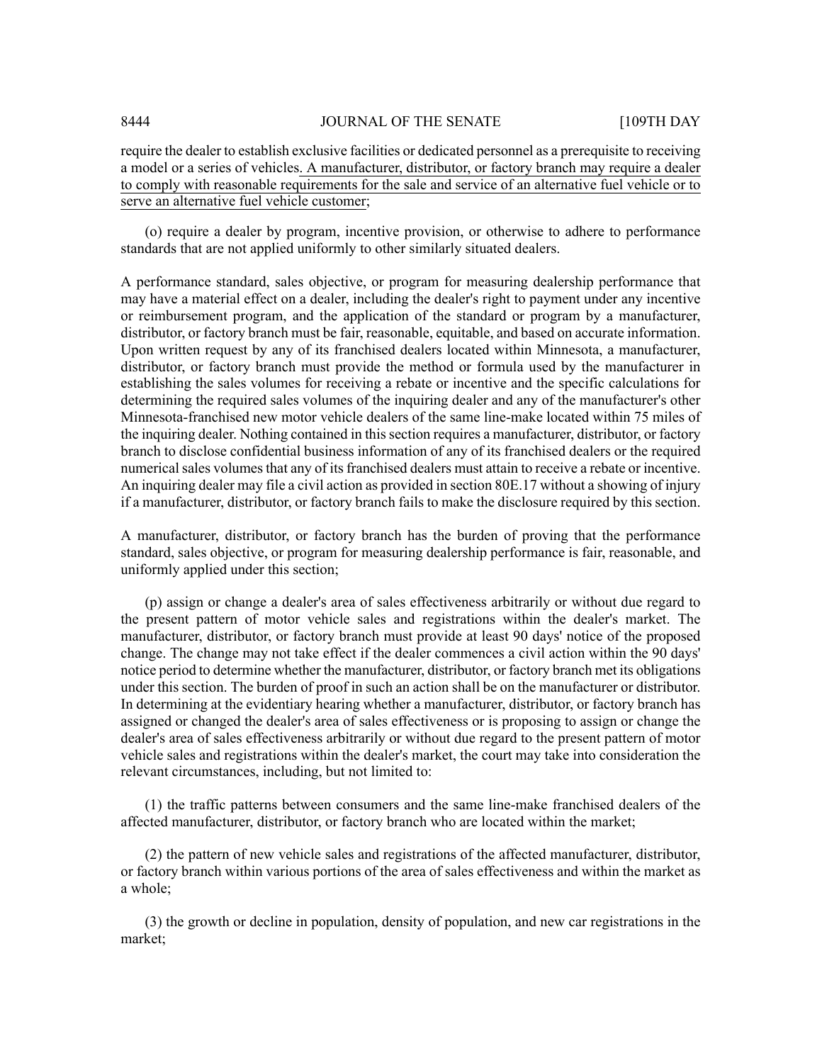require the dealer to establish exclusive facilities or dedicated personnel as a prerequisite to receiving a model or a series of vehicles. A manufacturer, distributor, or factory branch may require a dealer to comply with reasonable requirements for the sale and service of an alternative fuel vehicle or to serve an alternative fuel vehicle customer;

(o) require a dealer by program, incentive provision, or otherwise to adhere to performance standards that are not applied uniformly to other similarly situated dealers.

A performance standard, sales objective, or program for measuring dealership performance that may have a material effect on a dealer, including the dealer's right to payment under any incentive or reimbursement program, and the application of the standard or program by a manufacturer, distributor, or factory branch must be fair, reasonable, equitable, and based on accurate information. Upon written request by any of its franchised dealers located within Minnesota, a manufacturer, distributor, or factory branch must provide the method or formula used by the manufacturer in establishing the sales volumes for receiving a rebate or incentive and the specific calculations for determining the required sales volumes of the inquiring dealer and any of the manufacturer's other Minnesota-franchised new motor vehicle dealers of the same line-make located within 75 miles of the inquiring dealer. Nothing contained in this section requires a manufacturer, distributor, or factory branch to disclose confidential business information of any of its franchised dealers or the required numerical sales volumes that any of its franchised dealers must attain to receive a rebate or incentive. An inquiring dealer may file a civil action as provided in section 80E.17 without a showing of injury if a manufacturer, distributor, or factory branch fails to make the disclosure required by this section.

A manufacturer, distributor, or factory branch has the burden of proving that the performance standard, sales objective, or program for measuring dealership performance is fair, reasonable, and uniformly applied under this section;

(p) assign or change a dealer's area of sales effectiveness arbitrarily or without due regard to the present pattern of motor vehicle sales and registrations within the dealer's market. The manufacturer, distributor, or factory branch must provide at least 90 days' notice of the proposed change. The change may not take effect if the dealer commences a civil action within the 90 days' notice period to determine whether the manufacturer, distributor, or factory branch met its obligations under this section. The burden of proof in such an action shall be on the manufacturer or distributor. In determining at the evidentiary hearing whether a manufacturer, distributor, or factory branch has assigned or changed the dealer's area of sales effectiveness or is proposing to assign or change the dealer's area of sales effectiveness arbitrarily or without due regard to the present pattern of motor vehicle sales and registrations within the dealer's market, the court may take into consideration the relevant circumstances, including, but not limited to:

(1) the traffic patterns between consumers and the same line-make franchised dealers of the affected manufacturer, distributor, or factory branch who are located within the market;

(2) the pattern of new vehicle sales and registrations of the affected manufacturer, distributor, or factory branch within various portions of the area of sales effectiveness and within the market as a whole;

(3) the growth or decline in population, density of population, and new car registrations in the market;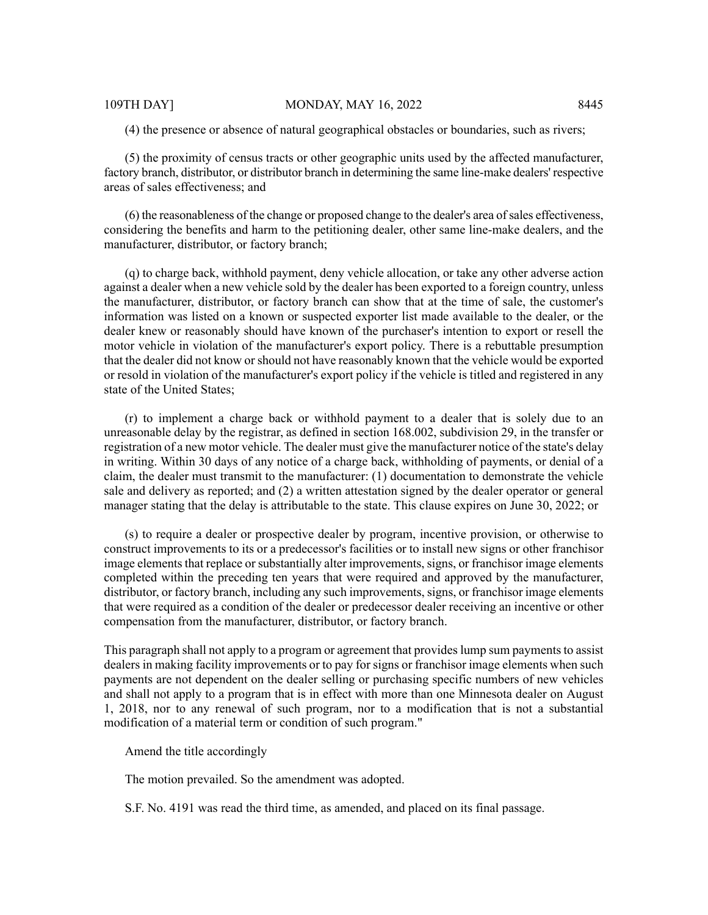(4) the presence or absence of natural geographical obstacles or boundaries, such as rivers;

(5) the proximity of census tracts or other geographic units used by the affected manufacturer, factory branch, distributor, or distributor branch in determining the same line-make dealers' respective areas of sales effectiveness; and

(6) the reasonableness of the change or proposed change to the dealer's area of sales effectiveness, considering the benefits and harm to the petitioning dealer, other same line-make dealers, and the manufacturer, distributor, or factory branch;

(q) to charge back, withhold payment, deny vehicle allocation, or take any other adverse action against a dealer when a new vehicle sold by the dealer has been exported to a foreign country, unless the manufacturer, distributor, or factory branch can show that at the time of sale, the customer's information was listed on a known or suspected exporter list made available to the dealer, or the dealer knew or reasonably should have known of the purchaser's intention to export or resell the motor vehicle in violation of the manufacturer's export policy. There is a rebuttable presumption that the dealer did not know or should not have reasonably known that the vehicle would be exported or resold in violation of the manufacturer's export policy if the vehicle is titled and registered in any state of the United States;

(r) to implement a charge back or withhold payment to a dealer that is solely due to an unreasonable delay by the registrar, as defined in section 168.002, subdivision 29, in the transfer or registration of a new motor vehicle. The dealer must give the manufacturer notice of the state's delay in writing. Within 30 days of any notice of a charge back, withholding of payments, or denial of a claim, the dealer must transmit to the manufacturer: (1) documentation to demonstrate the vehicle sale and delivery as reported; and (2) a written attestation signed by the dealer operator or general manager stating that the delay is attributable to the state. This clause expires on June 30, 2022; or

(s) to require a dealer or prospective dealer by program, incentive provision, or otherwise to construct improvements to its or a predecessor's facilities or to install new signs or other franchisor image elements that replace or substantially alter improvements, signs, or franchisor image elements completed within the preceding ten years that were required and approved by the manufacturer, distributor, or factory branch, including any such improvements, signs, or franchisor image elements that were required as a condition of the dealer or predecessor dealer receiving an incentive or other compensation from the manufacturer, distributor, or factory branch.

This paragraph shall not apply to a program or agreement that provides lump sum payments to assist dealers in making facility improvements or to pay for signs or franchisor image elements when such payments are not dependent on the dealer selling or purchasing specific numbers of new vehicles and shall not apply to a program that is in effect with more than one Minnesota dealer on August 1, 2018, nor to any renewal of such program, nor to a modification that is not a substantial modification of a material term or condition of such program."

Amend the title accordingly

The motion prevailed. So the amendment was adopted.

S.F. No. 4191 was read the third time, as amended, and placed on its final passage.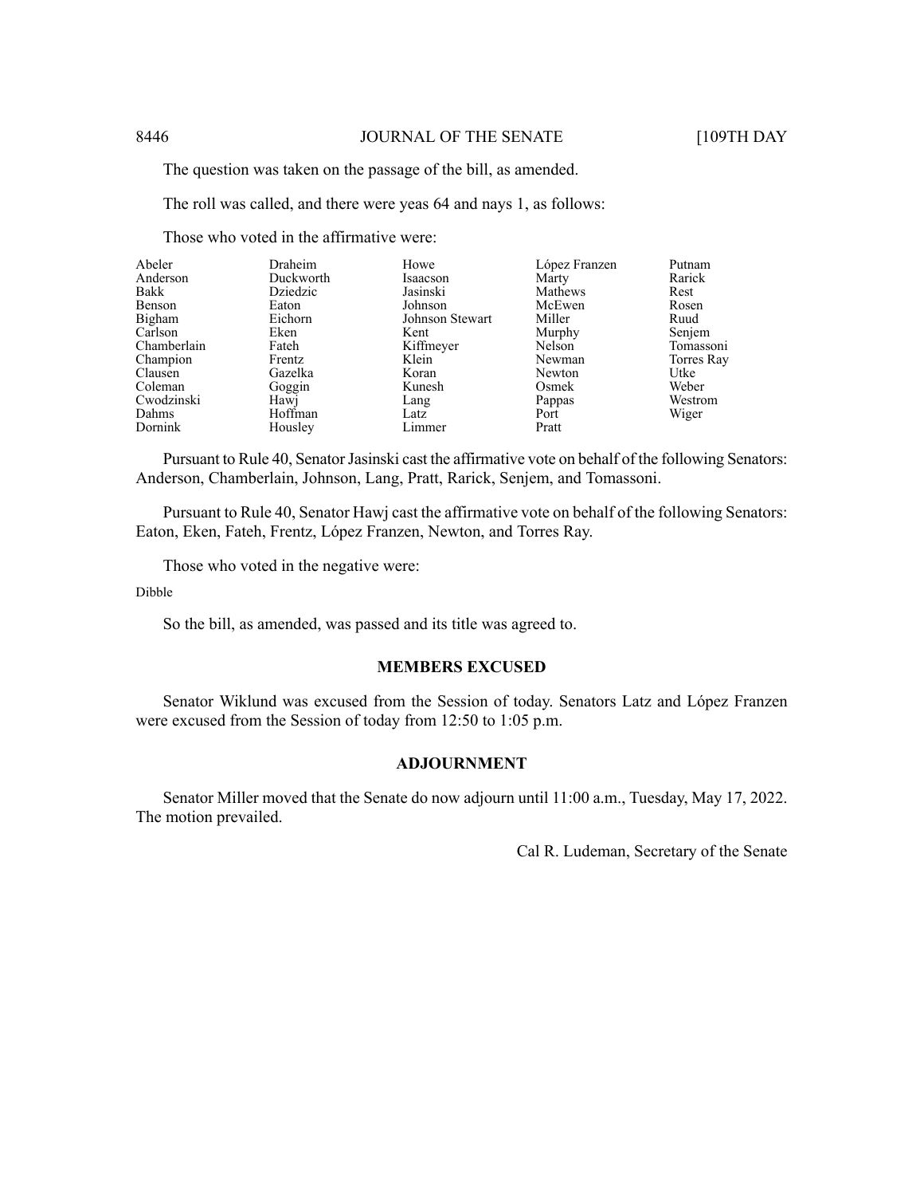The question was taken on the passage of the bill, as amended.

The roll was called, and there were yeas 64 and nays 1, as follows:

Those who voted in the affirmative were:

| | | | | |
|---|---|---|---|---|
| Abeler | Draheim | Howe | López Franzen | Putnam |
| Anderson | Duckworth | Isaacson | Marty | Rarick |
| Bakk | Dziedzic | Jasinski | Mathews | Rest |
| Benson | Eaton | Johnson | McEwen | Rosen |
| Bigham | Eichorn | Johnson Stewart | Miller | Ruud |
| Carlson | Eken | Kent | Murphy | Senjem |
| Chamberlain | Fateh | Kiffmeyer | Nelson | Tomassoni |
| Champion | Frentz | Klein | Newman | Torres Ray |
| Clausen | Gazelka | Koran | Newton | Utke |
| Coleman | Goggin | Kunesh | Osmek | Weber |
| Cwodzinski | Hawj | Lang | Pappas | Westrom |
| Dahms | Hoffman | Latz | Port | Wiger |
| Dornink | Housley | Limmer | Pratt | |

Pursuant to Rule 40, Senator Jasinski cast the affirmative vote on behalf of the following Senators: Anderson, Chamberlain, Johnson, Lang, Pratt, Rarick, Senjem, and Tomassoni.

Pursuant to Rule 40, Senator Hawj cast the affirmative vote on behalf of the following Senators: Eaton, Eken, Fateh, Frentz, López Franzen, Newton, and Torres Ray.

Those who voted in the negative were:

Dibble

So the bill, as amended, was passed and its title was agreed to.

## MEMBERS EXCUSED

Senator Wiklund was excused from the Session of today. Senators Latz and López Franzen were excused from the Session of today from 12:50 to 1:05 p.m.

## ADJOURNMENT

Senator Miller moved that the Senate do now adjourn until 11:00 a.m., Tuesday, May 17, 2022. The motion prevailed.

Cal R. Ludeman, Secretary of the Senate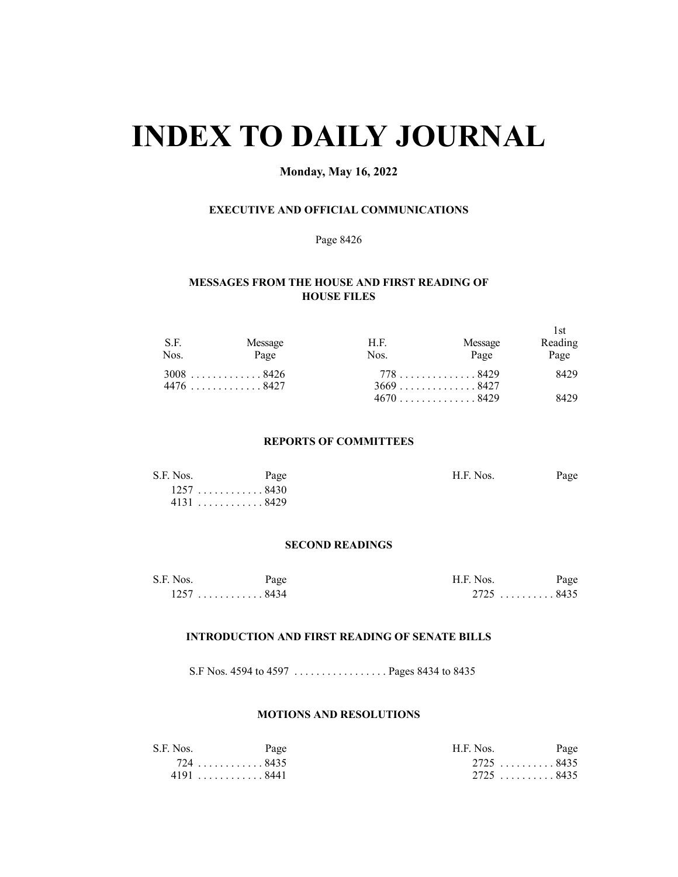# INDEX TO DAILY JOURNAL

**Monday, May 16, 2022**

### EXECUTIVE AND OFFICIAL COMMUNICATIONS

Page 8426

### MESSAGES FROM THE HOUSE AND FIRST READING OF HOUSE FILES

| S.F. Nos. | Message Page | H.F. Nos. | Message Page | 1st Reading Page |
|---|---|---|---|---|
| 3008 | 8426 | 778 | 8429 | 8429 |
| 4476 | 8427 | 3669 | 8427 | |
| | | 4670 | 8429 | 8429 |

### REPORTS OF COMMITTEES

| S.F. Nos. | Page | H.F. Nos. | Page |
|---|---|---|---|
| 1257 | 8430 | | |
| 4131 | 8429 | | |

### SECOND READINGS

| S.F. Nos. | Page | H.F. Nos. | Page |
|---|---|---|---|
| 1257 | 8434 | 2725 | 8435 |

### INTRODUCTION AND FIRST READING OF SENATE BILLS

S.F Nos. 4594 to 4597 . . . . . . . . . . . . . . . . . Pages 8434 to 8435

### MOTIONS AND RESOLUTIONS

| S.F. Nos. | Page | H.F. Nos. | Page |
|---|---|---|---|
| 724 | 8435 | 2725 | 8435 |
| 4191 | 8441 | 2725 | 8435 |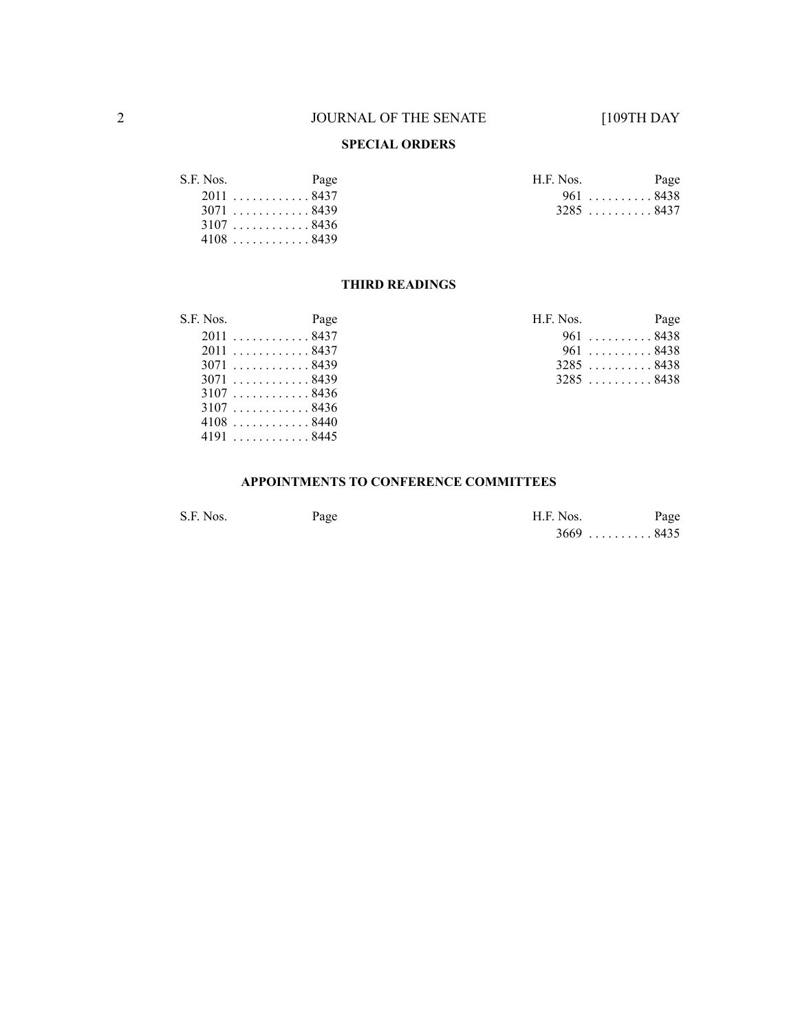## SPECIAL ORDERS

| S.F. Nos. | Page | H.F. Nos. | Page |
|---|---|---|---|
| 2011 | 8437 | 961 | 8438 |
| 3071 | 8439 | 3285 | 8437 |
| 3107 | 8436 | | |
| 4108 | 8439 | | |

## THIRD READINGS

| S.F. Nos. | Page | H.F. Nos. | Page |
|---|---|---|---|
| 2011 | 8437 | 961 | 8438 |
| 2011 | 8437 | 961 | 8438 |
| 3071 | 8439 | 3285 | 8438 |
| 3071 | 8439 | 3285 | 8438 |
| 3107 | 8436 | | |
| 3107 | 8436 | | |
| 4108 | 8440 | | |
| 4191 | 8445 | | |

## APPOINTMENTS TO CONFERENCE COMMITTEES

| S.F. Nos. | Page | H.F. Nos. | Page |
|---|---|---|---|
| | | 3669 | 8435 |